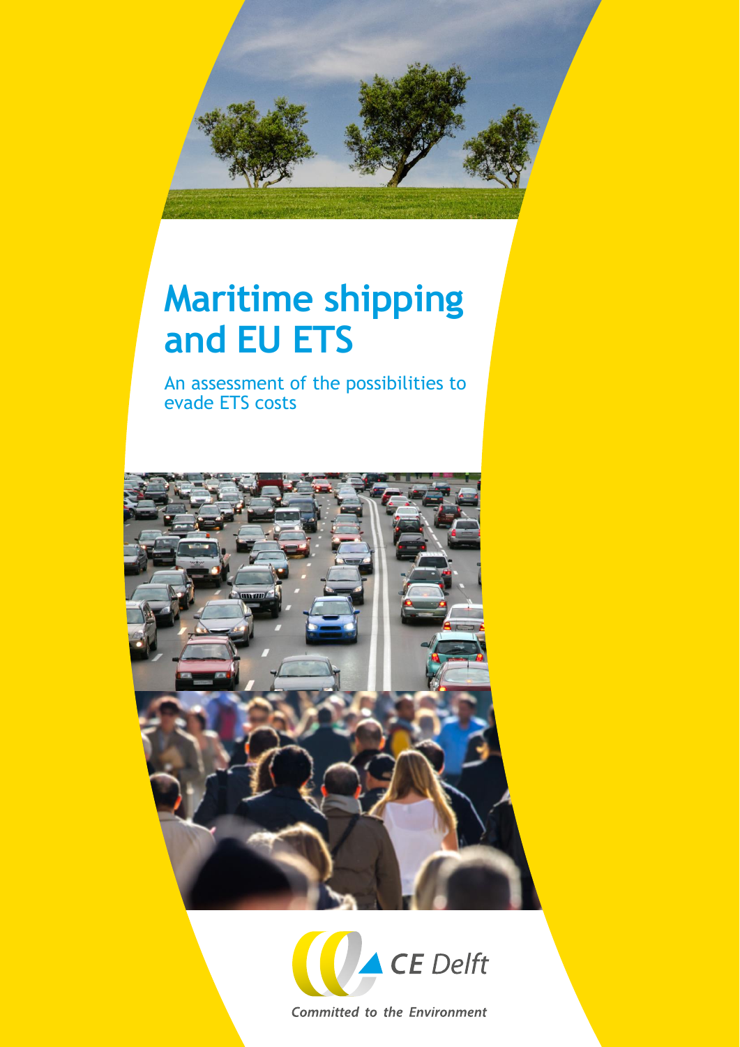# Maritime shipping and EU ETS

An assessment of the possibilities to evade ETS costs

CE Delft

*Committed to the Environment*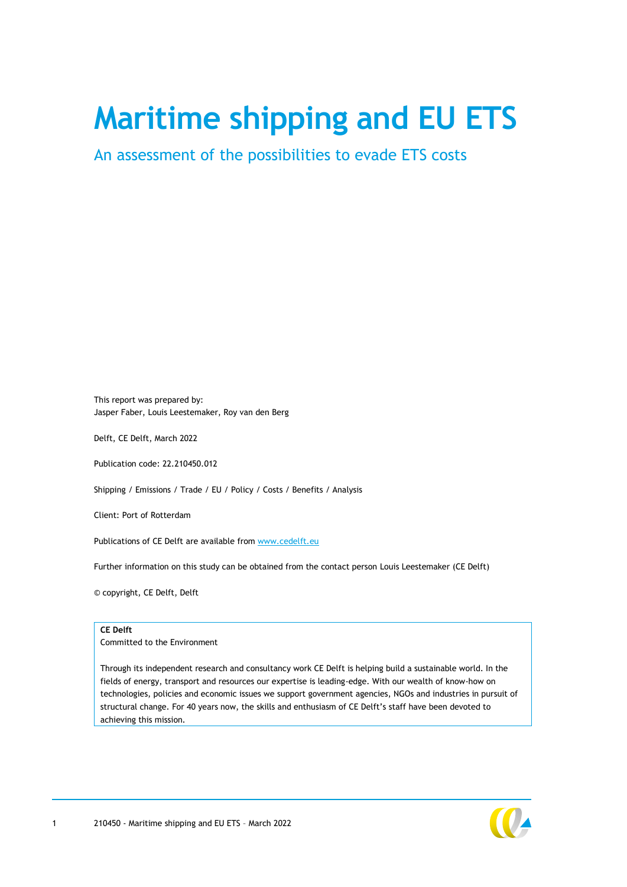# Maritime shipping and EU ETS

## An assessment of the possibilities to evade ETS costs

This report was prepared by:
Jasper Faber, Louis Leestemaker, Roy van den Berg

Delft, CE Delft, March 2022

Publication code: 22.210450.012

Shipping / Emissions / Trade / EU / Policy / Costs / Benefits / Analysis

Client: Port of Rotterdam

Publications of CE Delft are available from www.cedelft.eu

Further information on this study can be obtained from the contact person Louis Leestemaker (CE Delft)

© copyright, CE Delft, Delft

**CE Delft**
Committed to the Environment

Through its independent research and consultancy work CE Delft is helping build a sustainable world. In the fields of energy, transport and resources our expertise is leading-edge. With our wealth of know-how on technologies, policies and economic issues we support government agencies, NGOs and industries in pursuit of structural change. For 40 years now, the skills and enthusiasm of CE Delft's staff have been devoted to achieving this mission.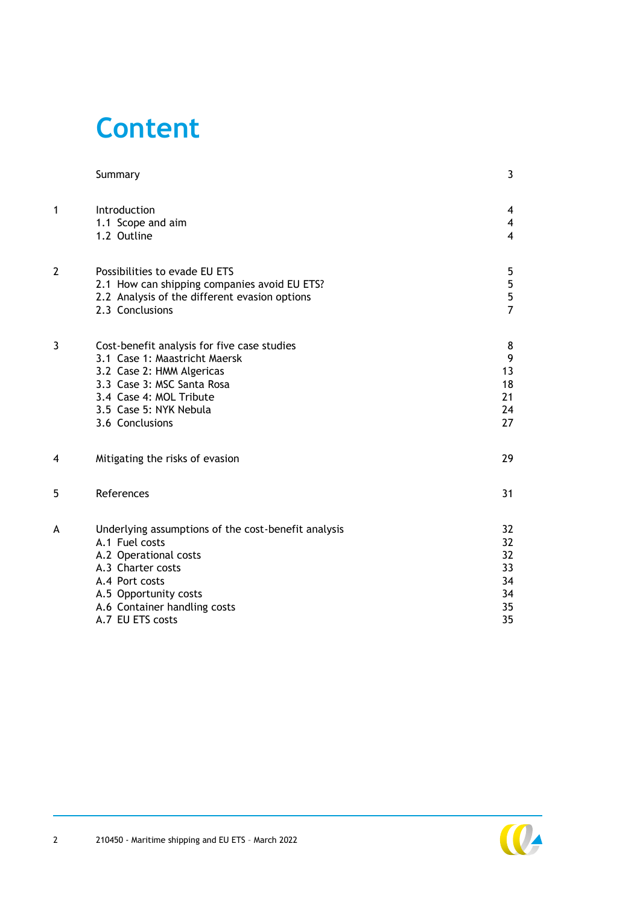# Content

| | | |
|---|---|---|
| | Summary | 3 |
| 1 | Introduction | 4 |
| | 1.1 Scope and aim | 4 |
| | 1.2 Outline | 4 |
| 2 | Possibilities to evade EU ETS | 5 |
| | 2.1 How can shipping companies avoid EU ETS? | 5 |
| | 2.2 Analysis of the different evasion options | 5 |
| | 2.3 Conclusions | 7 |
| 3 | Cost-benefit analysis for five case studies | 8 |
| | 3.1 Case 1: Maastricht Maersk | 9 |
| | 3.2 Case 2: HMM Algericas | 13 |
| | 3.3 Case 3: MSC Santa Rosa | 18 |
| | 3.4 Case 4: MOL Tribute | 21 |
| | 3.5 Case 5: NYK Nebula | 24 |
| | 3.6 Conclusions | 27 |
| 4 | Mitigating the risks of evasion | 29 |
| 5 | References | 31 |
| A | Underlying assumptions of the cost-benefit analysis | 32 |
| | A.1 Fuel costs | 32 |
| | A.2 Operational costs | 32 |
| | A.3 Charter costs | 33 |
| | A.4 Port costs | 34 |
| | A.5 Opportunity costs | 34 |
| | A.6 Container handling costs | 35 |
| | A.7 EU ETS costs | 35 |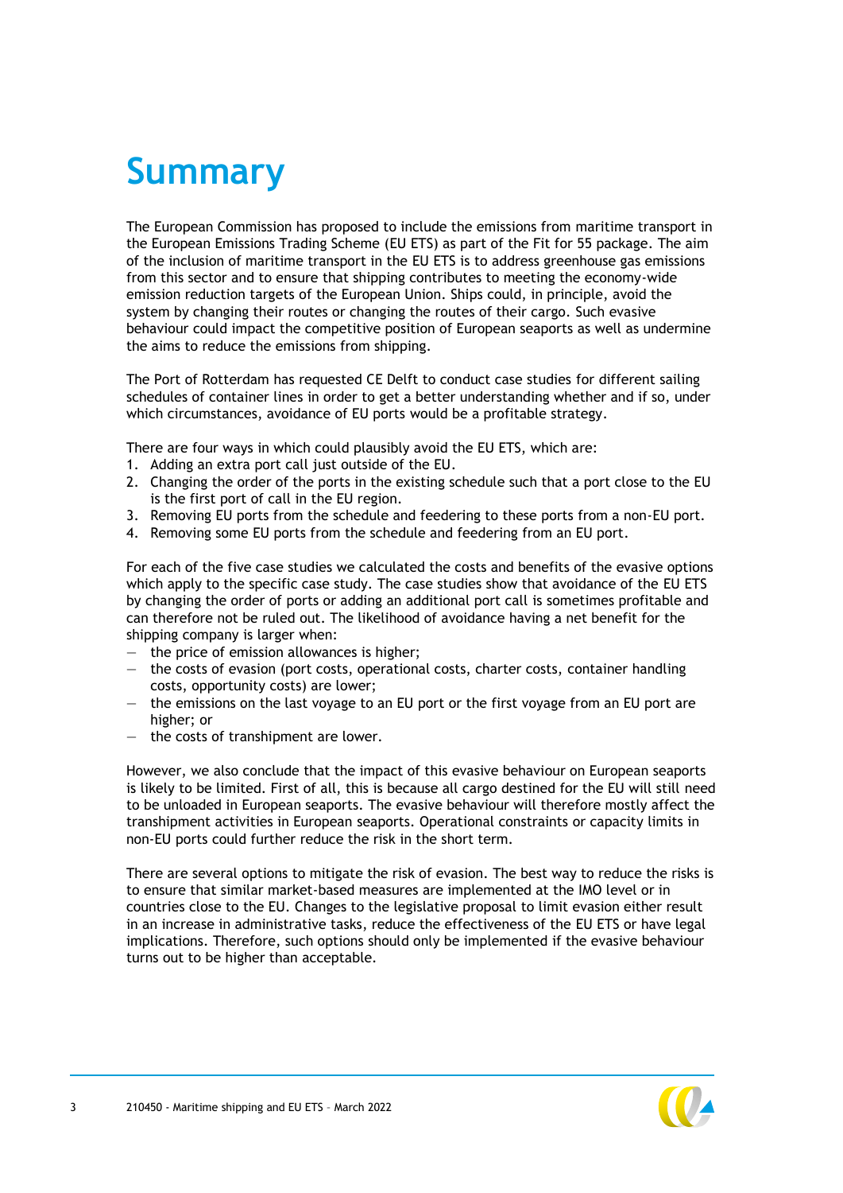# Summary

The European Commission has proposed to include the emissions from maritime transport in the European Emissions Trading Scheme (EU ETS) as part of the Fit for 55 package. The aim of the inclusion of maritime transport in the EU ETS is to address greenhouse gas emissions from this sector and to ensure that shipping contributes to meeting the economy-wide emission reduction targets of the European Union. Ships could, in principle, avoid the system by changing their routes or changing the routes of their cargo. Such evasive behaviour could impact the competitive position of European seaports as well as undermine the aims to reduce the emissions from shipping.

The Port of Rotterdam has requested CE Delft to conduct case studies for different sailing schedules of container lines in order to get a better understanding whether and if so, under which circumstances, avoidance of EU ports would be a profitable strategy.

There are four ways in which could plausibly avoid the EU ETS, which are:

1. Adding an extra port call just outside of the EU.
2. Changing the order of the ports in the existing schedule such that a port close to the EU is the first port of call in the EU region.
3. Removing EU ports from the schedule and feedering to these ports from a non-EU port.
4. Removing some EU ports from the schedule and feedering from an EU port.

For each of the five case studies we calculated the costs and benefits of the evasive options which apply to the specific case study. The case studies show that avoidance of the EU ETS by changing the order of ports or adding an additional port call is sometimes profitable and can therefore not be ruled out. The likelihood of avoidance having a net benefit for the shipping company is larger when:

- the price of emission allowances is higher;
- the costs of evasion (port costs, operational costs, charter costs, container handling costs, opportunity costs) are lower;
- the emissions on the last voyage to an EU port or the first voyage from an EU port are higher; or
- the costs of transhipment are lower.

However, we also conclude that the impact of this evasive behaviour on European seaports is likely to be limited. First of all, this is because all cargo destined for the EU will still need to be unloaded in European seaports. The evasive behaviour will therefore mostly affect the transhipment activities in European seaports. Operational constraints or capacity limits in non-EU ports could further reduce the risk in the short term.

There are several options to mitigate the risk of evasion. The best way to reduce the risks is to ensure that similar market-based measures are implemented at the IMO level or in countries close to the EU. Changes to the legislative proposal to limit evasion either result in an increase in administrative tasks, reduce the effectiveness of the EU ETS or have legal implications. Therefore, such options should only be implemented if the evasive behaviour turns out to be higher than acceptable.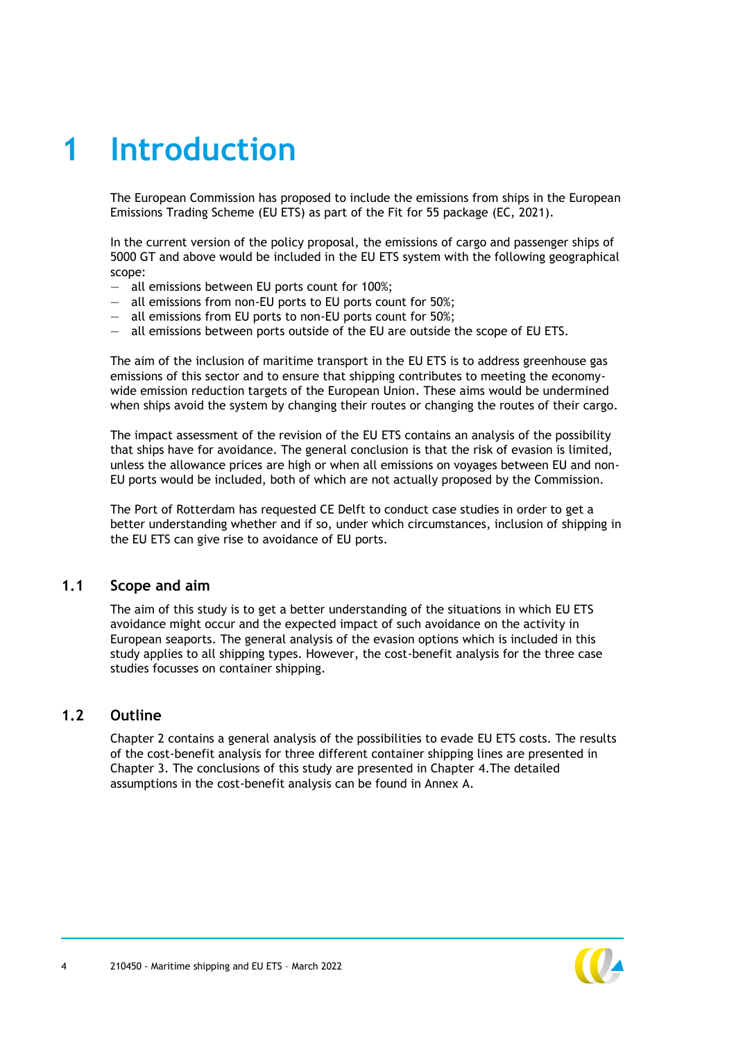# 1 Introduction

The European Commission has proposed to include the emissions from ships in the European Emissions Trading Scheme (EU ETS) as part of the Fit for 55 package (EC, 2021).

In the current version of the policy proposal, the emissions of cargo and passenger ships of 5000 GT and above would be included in the EU ETS system with the following geographical scope:

- all emissions between EU ports count for 100%;
- all emissions from non-EU ports to EU ports count for 50%;
- all emissions from EU ports to non-EU ports count for 50%;
- all emissions between ports outside of the EU are outside the scope of EU ETS.

The aim of the inclusion of maritime transport in the EU ETS is to address greenhouse gas emissions of this sector and to ensure that shipping contributes to meeting the economy-wide emission reduction targets of the European Union. These aims would be undermined when ships avoid the system by changing their routes or changing the routes of their cargo.

The impact assessment of the revision of the EU ETS contains an analysis of the possibility that ships have for avoidance. The general conclusion is that the risk of evasion is limited, unless the allowance prices are high or when all emissions on voyages between EU and non-EU ports would be included, both of which are not actually proposed by the Commission.

The Port of Rotterdam has requested CE Delft to conduct case studies in order to get a better understanding whether and if so, under which circumstances, inclusion of shipping in the EU ETS can give rise to avoidance of EU ports.

## 1.1 Scope and aim

The aim of this study is to get a better understanding of the situations in which EU ETS avoidance might occur and the expected impact of such avoidance on the activity in European seaports. The general analysis of the evasion options which is included in this study applies to all shipping types. However, the cost-benefit analysis for the three case studies focusses on container shipping.

## 1.2 Outline

Chapter 2 contains a general analysis of the possibilities to evade EU ETS costs. The results of the cost-benefit analysis for three different container shipping lines are presented in Chapter 3. The conclusions of this study are presented in Chapter 4.The detailed assumptions in the cost-benefit analysis can be found in Annex A.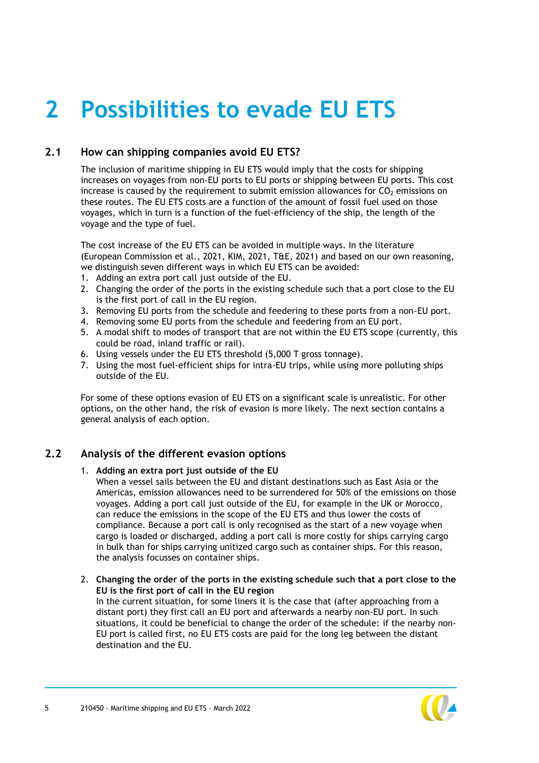# 2 Possibilities to evade EU ETS

## 2.1 How can shipping companies avoid EU ETS?

The inclusion of maritime shipping in EU ETS would imply that the costs for shipping increases on voyages from non-EU ports to EU ports or shipping between EU ports. This cost increase is caused by the requirement to submit emission allowances for $CO_2$ emissions on these routes. The EU ETS costs are a function of the amount of fossil fuel used on those voyages, which in turn is a function of the fuel-efficiency of the ship, the length of the voyage and the type of fuel.

The cost increase of the EU ETS can be avoided in multiple ways. In the literature (European Commission et al., 2021, KIM, 2021, T&E, 2021) and based on our own reasoning, we distinguish seven different ways in which EU ETS can be avoided:

1. Adding an extra port call just outside of the EU.
2. Changing the order of the ports in the existing schedule such that a port close to the EU is the first port of call in the EU region.
3. Removing EU ports from the schedule and feedering to these ports from a non-EU port.
4. Removing some EU ports from the schedule and feedering from an EU port.
5. A modal shift to modes of transport that are not within the EU ETS scope (currently, this could be road, inland traffic or rail).
6. Using vessels under the EU ETS threshold (5,000 T gross tonnage).
7. Using the most fuel-efficient ships for intra-EU trips, while using more polluting ships outside of the EU.

For some of these options evasion of EU ETS on a significant scale is unrealistic. For other options, on the other hand, the risk of evasion is more likely. The next section contains a general analysis of each option.

## 2.2 Analysis of the different evasion options

1. **Adding an extra port just outside of the EU**
   When a vessel sails between the EU and distant destinations such as East Asia or the Americas, emission allowances need to be surrendered for 50% of the emissions on those voyages. Adding a port call just outside of the EU, for example in the UK or Morocco, can reduce the emissions in the scope of the EU ETS and thus lower the costs of compliance. Because a port call is only recognised as the start of a new voyage when cargo is loaded or discharged, adding a port call is more costly for ships carrying cargo in bulk than for ships carrying unitized cargo such as container ships. For this reason, the analysis focusses on container ships.

2. **Changing the order of the ports in the existing schedule such that a port close to the EU is the first port of call in the EU region**
   In the current situation, for some liners it is the case that (after approaching from a distant port) they first call an EU port and afterwards a nearby non-EU port. In such situations, it could be beneficial to change the order of the schedule: if the nearby non-EU port is called first, no EU ETS costs are paid for the long leg between the distant destination and the EU.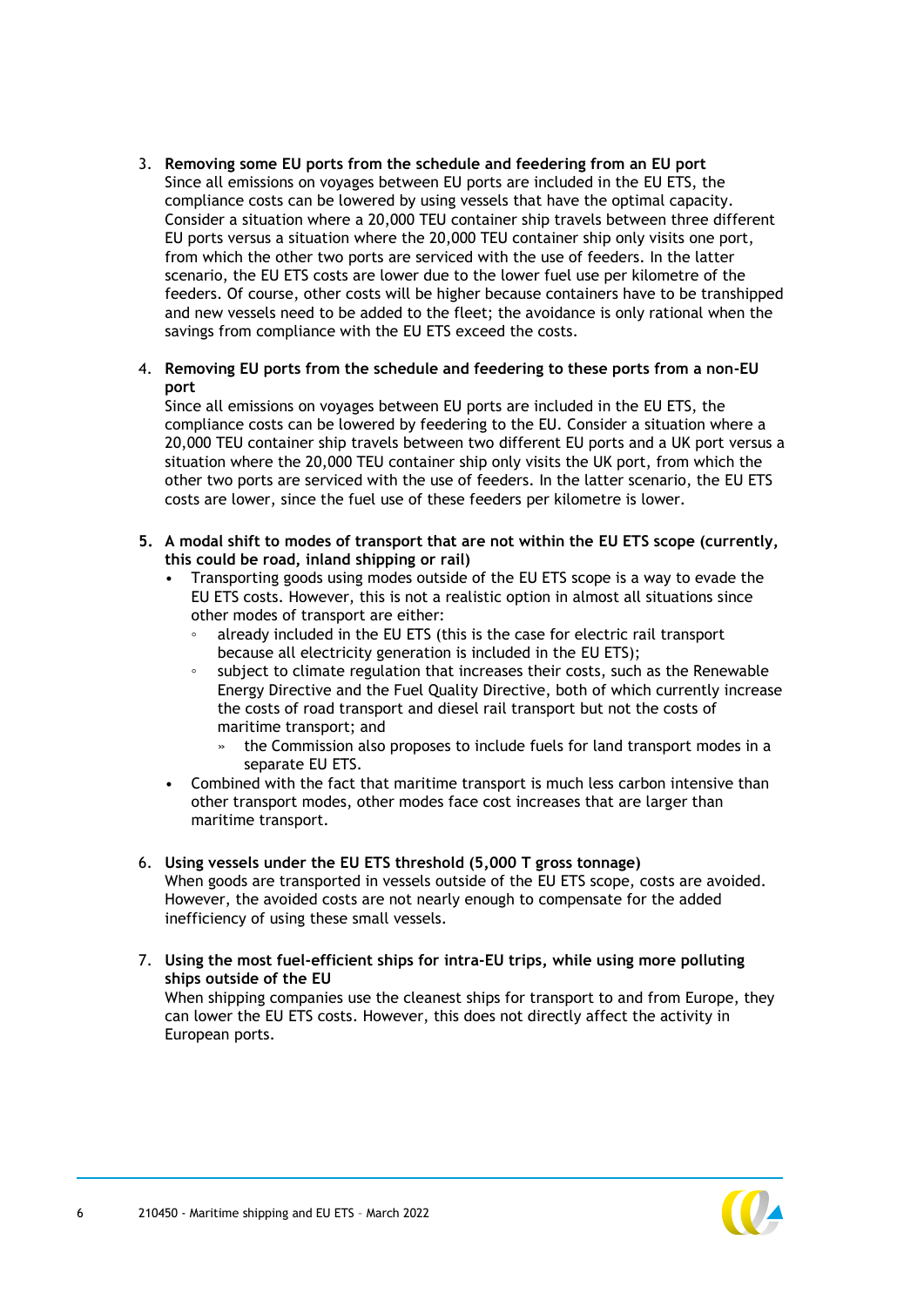3. **Removing some EU ports from the schedule and feedering from an EU port**
   Since all emissions on voyages between EU ports are included in the EU ETS, the compliance costs can be lowered by using vessels that have the optimal capacity. Consider a situation where a 20,000 TEU container ship travels between three different EU ports versus a situation where the 20,000 TEU container ship only visits one port, from which the other two ports are serviced with the use of feeders. In the latter scenario, the EU ETS costs are lower due to the lower fuel use per kilometre of the feeders. Of course, other costs will be higher because containers have to be transhipped and new vessels need to be added to the fleet; the avoidance is only rational when the savings from compliance with the EU ETS exceed the costs.

4. **Removing EU ports from the schedule and feedering to these ports from a non-EU port**
   Since all emissions on voyages between EU ports are included in the EU ETS, the compliance costs can be lowered by feedering to the EU. Consider a situation where a 20,000 TEU container ship travels between two different EU ports and a UK port versus a situation where the 20,000 TEU container ship only visits the UK port, from which the other two ports are serviced with the use of feeders. In the latter scenario, the EU ETS costs are lower, since the fuel use of these feeders per kilometre is lower.

5. **A modal shift to modes of transport that are not within the EU ETS scope (currently, this could be road, inland shipping or rail)**
   - Transporting goods using modes outside of the EU ETS scope is a way to evade the EU ETS costs. However, this is not a realistic option in almost all situations since other modes of transport are either:
     - already included in the EU ETS (this is the case for electric rail transport because all electricity generation is included in the EU ETS);
     - subject to climate regulation that increases their costs, such as the Renewable Energy Directive and the Fuel Quality Directive, both of which currently increase the costs of road transport and diesel rail transport but not the costs of maritime transport; and
       - the Commission also proposes to include fuels for land transport modes in a separate EU ETS.
   - Combined with the fact that maritime transport is much less carbon intensive than other transport modes, other modes face cost increases that are larger than maritime transport.

6. **Using vessels under the EU ETS threshold (5,000 T gross tonnage)**
   When goods are transported in vessels outside of the EU ETS scope, costs are avoided. However, the avoided costs are not nearly enough to compensate for the added inefficiency of using these small vessels.

7. **Using the most fuel-efficient ships for intra-EU trips, while using more polluting ships outside of the EU**
   When shipping companies use the cleanest ships for transport to and from Europe, they can lower the EU ETS costs. However, this does not directly affect the activity in European ports.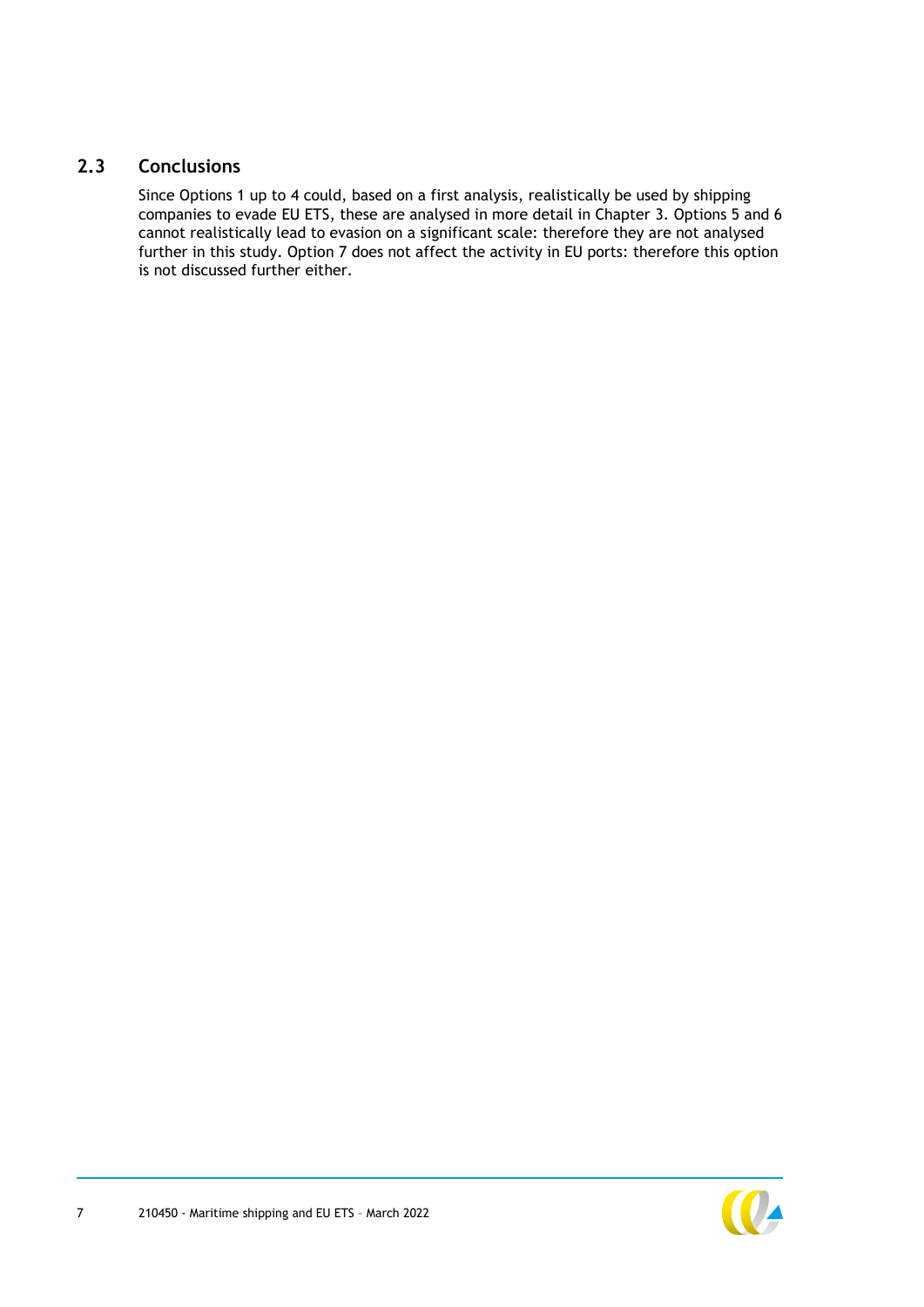## 2.3 Conclusions

Since Options 1 up to 4 could, based on a first analysis, realistically be used by shipping companies to evade EU ETS, these are analysed in more detail in Chapter 3. Options 5 and 6 cannot realistically lead to evasion on a significant scale: therefore they are not analysed further in this study. Option 7 does not affect the activity in EU ports: therefore this option is not discussed further either.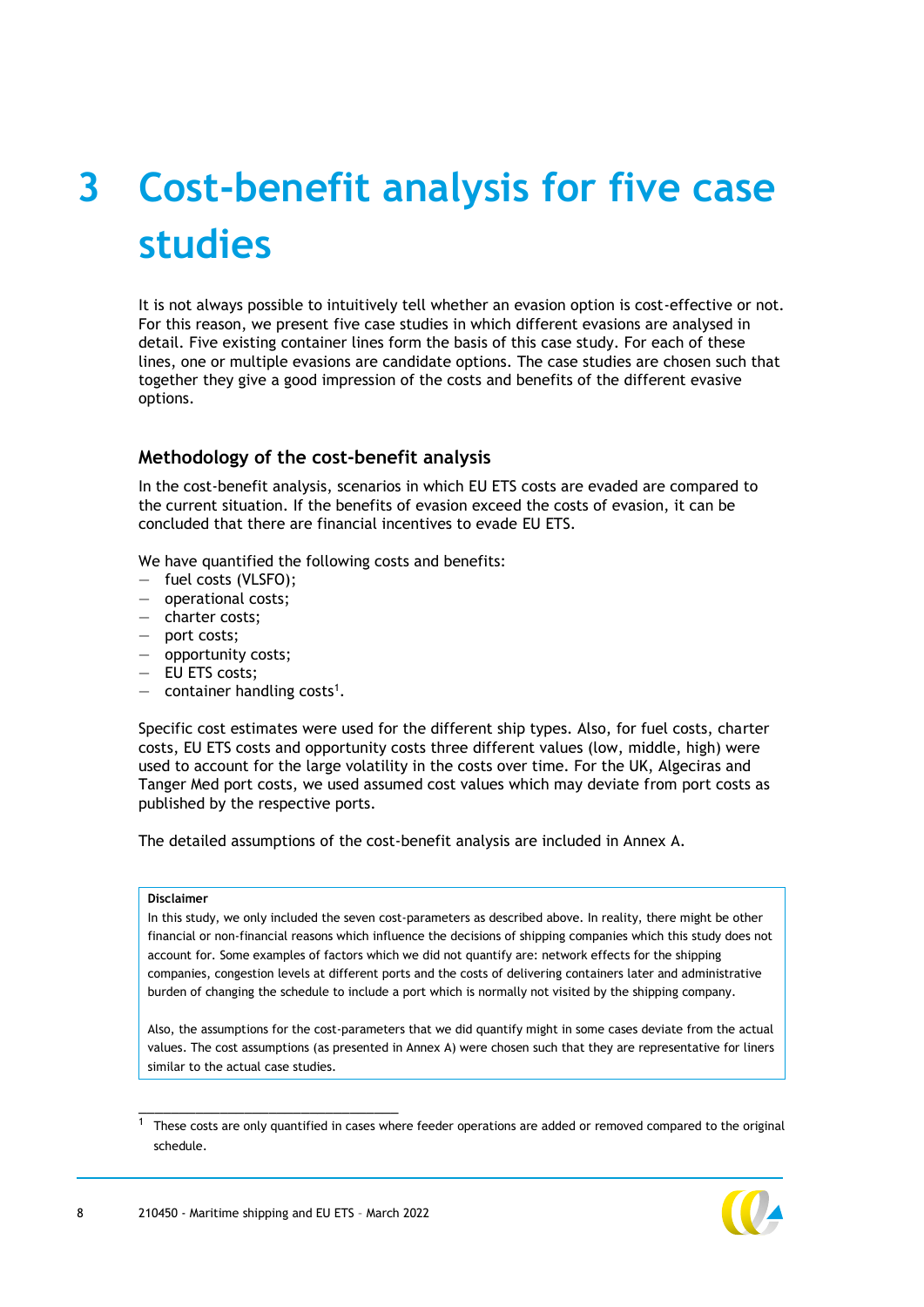# 3 Cost-benefit analysis for five case studies

It is not always possible to intuitively tell whether an evasion option is cost-effective or not. For this reason, we present five case studies in which different evasions are analysed in detail. Five existing container lines form the basis of this case study. For each of these lines, one or multiple evasions are candidate options. The case studies are chosen such that together they give a good impression of the costs and benefits of the different evasive options.

## Methodology of the cost-benefit analysis

In the cost-benefit analysis, scenarios in which EU ETS costs are evaded are compared to the current situation. If the benefits of evasion exceed the costs of evasion, it can be concluded that there are financial incentives to evade EU ETS.

We have quantified the following costs and benefits:
- fuel costs (VLSFO);
- operational costs;
- charter costs;
- port costs;
- opportunity costs;
- EU ETS costs;
- container handling costs[1].

Specific cost estimates were used for the different ship types. Also, for fuel costs, charter costs, EU ETS costs and opportunity costs three different values (low, middle, high) were used to account for the large volatility in the costs over time. For the UK, Algeciras and Tanger Med port costs, we used assumed cost values which may deviate from port costs as published by the respective ports.

The detailed assumptions of the cost-benefit analysis are included in Annex A.

**Disclaimer**

In this study, we only included the seven cost-parameters as described above. In reality, there might be other financial or non-financial reasons which influence the decisions of shipping companies which this study does not account for. Some examples of factors which we did not quantify are: network effects for the shipping companies, congestion levels at different ports and the costs of delivering containers later and administrative burden of changing the schedule to include a port which is normally not visited by the shipping company.

Also, the assumptions for the cost-parameters that we did quantify might in some cases deviate from the actual values. The cost assumptions (as presented in Annex A) were chosen such that they are representative for liners similar to the actual case studies.

[1] These costs are only quantified in cases where feeder operations are added or removed compared to the original schedule.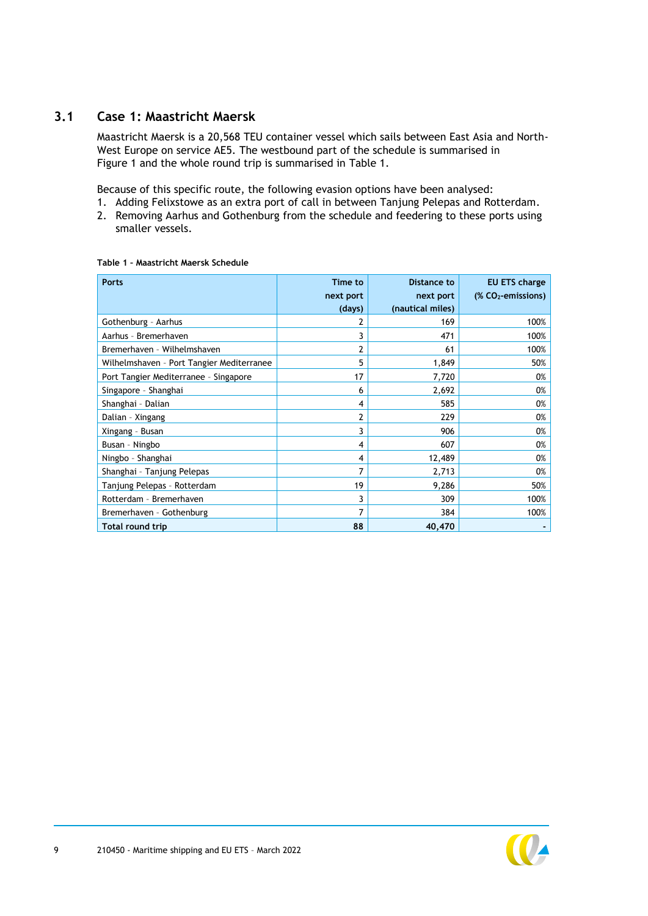## 3.1 Case 1: Maastricht Maersk

Maastricht Maersk is a 20,568 TEU container vessel which sails between East Asia and North-West Europe on service AE5. The westbound part of the schedule is summarised in Figure 1 and the whole round trip is summarised in Table 1.

Because of this specific route, the following evasion options have been analysed:

1. Adding Felixstowe as an extra port of call in between Tanjung Pelepas and Rotterdam.
2. Removing Aarhus and Gothenburg from the schedule and feedering to these ports using smaller vessels.

**Table 1 – Maastricht Maersk Schedule**

| Ports | Time to next port (days) | Distance to next port (nautical miles) | EU ETS charge (% $CO_2$-emissions) |
|---|---:|---:|---:|
| Gothenburg - Aarhus | 2 | 169 | 100% |
| Aarhus - Bremerhaven | 3 | 471 | 100% |
| Bremerhaven - Wilhelmshaven | 2 | 61 | 100% |
| Wilhelmshaven - Port Tangier Mediterranee | 5 | 1,849 | 50% |
| Port Tangier Mediterranee - Singapore | 17 | 7,720 | 0% |
| Singapore - Shanghai | 6 | 2,692 | 0% |
| Shanghai - Dalian | 4 | 585 | 0% |
| Dalian - Xingang | 2 | 229 | 0% |
| Xingang - Busan | 3 | 906 | 0% |
| Busan - Ningbo | 4 | 607 | 0% |
| Ningbo - Shanghai | 4 | 12,489 | 0% |
| Shanghai - Tanjung Pelepas | 7 | 2,713 | 0% |
| Tanjung Pelepas - Rotterdam | 19 | 9,286 | 50% |
| Rotterdam - Bremerhaven | 3 | 309 | 100% |
| Bremerhaven - Gothenburg | 7 | 384 | 100% |
| **Total round trip** | **88** | **40,470** | **-** |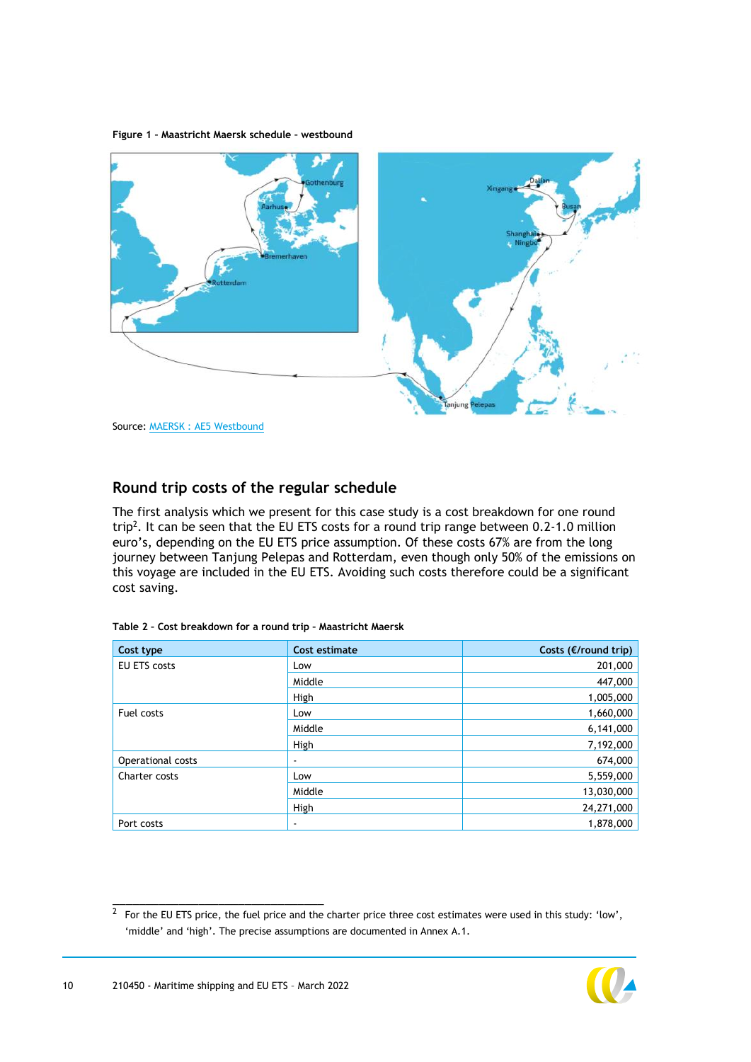**Figure 1 – Maastricht Maersk schedule – westbound**

Source: MAERSK : AE5 Westbound

## Round trip costs of the regular schedule

The first analysis which we present for this case study is a cost breakdown for one round trip[2]. It can be seen that the EU ETS costs for a round trip range between 0.2-1.0 million euro's, depending on the EU ETS price assumption. Of these costs 67% are from the long journey between Tanjung Pelepas and Rotterdam, even though only 50% of the emissions on this voyage are included in the EU ETS. Avoiding such costs therefore could be a significant cost saving.

**Table 2 – Cost breakdown for a round trip – Maastricht Maersk**

| Cost type | Cost estimate | Costs (€/round trip) |
|---|---|---:|
| EU ETS costs | Low | 201,000 |
| | Middle | 447,000 |
| | High | 1,005,000 |
| Fuel costs | Low | 1,660,000 |
| | Middle | 6,141,000 |
| | High | 7,192,000 |
| Operational costs | - | 674,000 |
| Charter costs | Low | 5,559,000 |
| | Middle | 13,030,000 |
| | High | 24,271,000 |
| Port costs | - | 1,878,000 |

[2] For the EU ETS price, the fuel price and the charter price three cost estimates were used in this study: 'low', 'middle' and 'high'. The precise assumptions are documented in Annex A.1.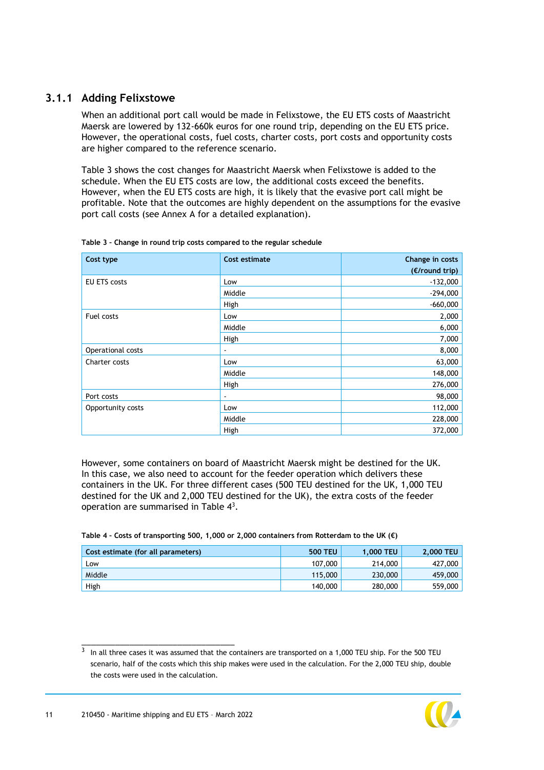### 3.1.1 Adding Felixstowe

When an additional port call would be made in Felixstowe, the EU ETS costs of Maastricht Maersk are lowered by 132-660k euros for one round trip, depending on the EU ETS price. However, the operational costs, fuel costs, charter costs, port costs and opportunity costs are higher compared to the reference scenario.

Table 3 shows the cost changes for Maastricht Maersk when Felixstowe is added to the schedule. When the EU ETS costs are low, the additional costs exceed the benefits. However, when the EU ETS costs are high, it is likely that the evasive port call might be profitable. Note that the outcomes are highly dependent on the assumptions for the evasive port call costs (see Annex A for a detailed explanation).

**Table 3 – Change in round trip costs compared to the regular schedule**

| Cost type | Cost estimate | Change in costs (€/round trip) |
|---|---|---:|
| EU ETS costs | Low | -132,000 |
| | Middle | -294,000 |
| | High | -660,000 |
| Fuel costs | Low | 2,000 |
| | Middle | 6,000 |
| | High | 7,000 |
| Operational costs | - | 8,000 |
| Charter costs | Low | 63,000 |
| | Middle | 148,000 |
| | High | 276,000 |
| Port costs | - | 98,000 |
| Opportunity costs | Low | 112,000 |
| | Middle | 228,000 |
| | High | 372,000 |

However, some containers on board of Maastricht Maersk might be destined for the UK. In this case, we also need to account for the feeder operation which delivers these containers in the UK. For three different cases (500 TEU destined for the UK, 1,000 TEU destined for the UK and 2,000 TEU destined for the UK), the extra costs of the feeder operation are summarised in Table 4[3].

**Table 4 – Costs of transporting 500, 1,000 or 2,000 containers from Rotterdam to the UK (€)**

| Cost estimate (for all parameters) | 500 TEU | 1,000 TEU | 2,000 TEU |
|---|---:|---:|---:|
| Low | 107,000 | 214,000 | 427,000 |
| Middle | 115,000 | 230,000 | 459,000 |
| High | 140,000 | 280,000 | 559,000 |

[3] In all three cases it was assumed that the containers are transported on a 1,000 TEU ship. For the 500 TEU scenario, half of the costs which this ship makes were used in the calculation. For the 2,000 TEU ship, double the costs were used in the calculation.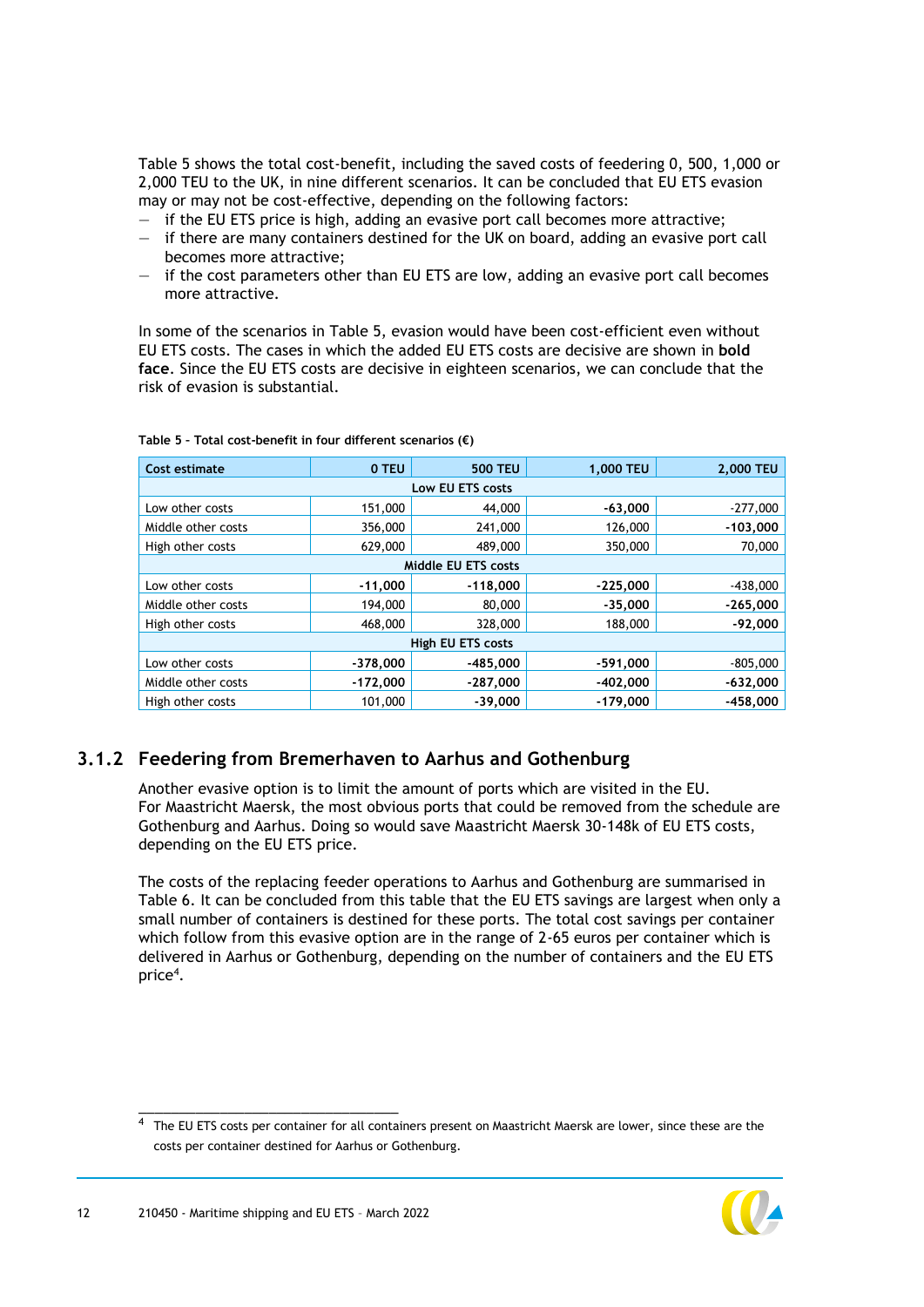Table 5 shows the total cost-benefit, including the saved costs of feedering 0, 500, 1,000 or 2,000 TEU to the UK, in nine different scenarios. It can be concluded that EU ETS evasion may or may not be cost-effective, depending on the following factors:

- if the EU ETS price is high, adding an evasive port call becomes more attractive;
- if there are many containers destined for the UK on board, adding an evasive port call becomes more attractive;
- if the cost parameters other than EU ETS are low, adding an evasive port call becomes more attractive.

In some of the scenarios in Table 5, evasion would have been cost-efficient even without EU ETS costs. The cases in which the added EU ETS costs are decisive are shown in **bold face**. Since the EU ETS costs are decisive in eighteen scenarios, we can conclude that the risk of evasion is substantial.

**Table 5 – Total cost-benefit in four different scenarios (€)**

| Cost estimate | 0 TEU | 500 TEU | 1,000 TEU | 2,000 TEU |
|---|---|---|---|---|
| **Low EU ETS costs** | | | | |
| Low other costs | 151,000 | 44,000 | **-63,000** | -277,000 |
| Middle other costs | 356,000 | 241,000 | 126,000 | **-103,000** |
| High other costs | 629,000 | 489,000 | 350,000 | 70,000 |
| **Middle EU ETS costs** | | | | |
| Low other costs | **-11,000** | **-118,000** | **-225,000** | -438,000 |
| Middle other costs | 194,000 | 80,000 | **-35,000** | **-265,000** |
| High other costs | 468,000 | 328,000 | 188,000 | **-92,000** |
| **High EU ETS costs** | | | | |
| Low other costs | **-378,000** | **-485,000** | **-591,000** | -805,000 |
| Middle other costs | **-172,000** | **-287,000** | **-402,000** | **-632,000** |
| High other costs | 101,000 | **-39,000** | **-179,000** | **-458,000** |

### 3.1.2 Feedering from Bremerhaven to Aarhus and Gothenburg

Another evasive option is to limit the amount of ports which are visited in the EU. For Maastricht Maersk, the most obvious ports that could be removed from the schedule are Gothenburg and Aarhus. Doing so would save Maastricht Maersk 30-148k of EU ETS costs, depending on the EU ETS price.

The costs of the replacing feeder operations to Aarhus and Gothenburg are summarised in Table 6. It can be concluded from this table that the EU ETS savings are largest when only a small number of containers is destined for these ports. The total cost savings per container which follow from this evasive option are in the range of 2-65 euros per container which is delivered in Aarhus or Gothenburg, depending on the number of containers and the EU ETS price[4].

[4] The EU ETS costs per container for all containers present on Maastricht Maersk are lower, since these are the costs per container destined for Aarhus or Gothenburg.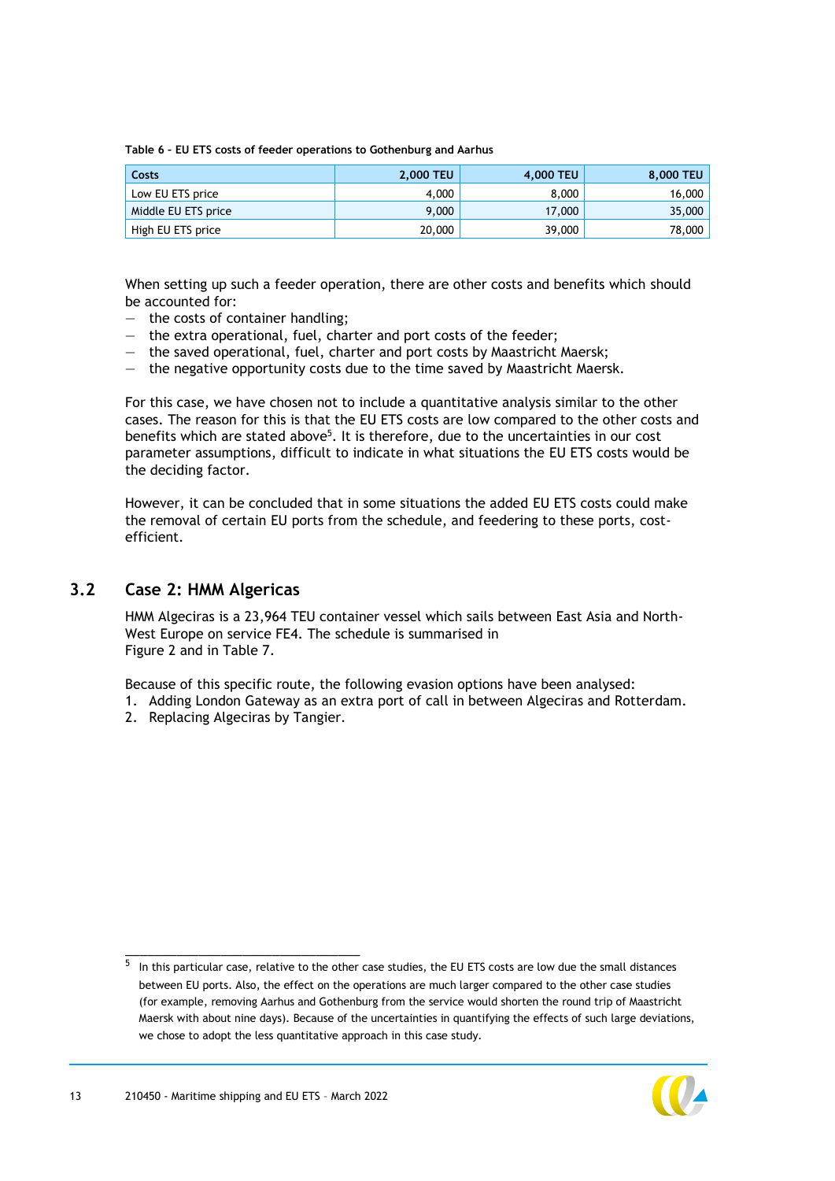**Table 6 – EU ETS costs of feeder operations to Gothenburg and Aarhus**

| Costs | 2,000 TEU | 4,000 TEU | 8,000 TEU |
|---|---|---|---|
| Low EU ETS price | 4,000 | 8,000 | 16,000 |
| Middle EU ETS price | 9,000 | 17,000 | 35,000 |
| High EU ETS price | 20,000 | 39,000 | 78,000 |

When setting up such a feeder operation, there are other costs and benefits which should be accounted for:
- the costs of container handling;
- the extra operational, fuel, charter and port costs of the feeder;
- the saved operational, fuel, charter and port costs by Maastricht Maersk;
- the negative opportunity costs due to the time saved by Maastricht Maersk.

For this case, we have chosen not to include a quantitative analysis similar to the other cases. The reason for this is that the EU ETS costs are low compared to the other costs and benefits which are stated above[5]. It is therefore, due to the uncertainties in our cost parameter assumptions, difficult to indicate in what situations the EU ETS costs would be the deciding factor.

However, it can be concluded that in some situations the added EU ETS costs could make the removal of certain EU ports from the schedule, and feedering to these ports, cost-efficient.

## 3.2 Case 2: HMM Algericas

HMM Algeciras is a 23,964 TEU container vessel which sails between East Asia and North-West Europe on service FE4. The schedule is summarised in Figure 2 and in Table 7.

Because of this specific route, the following evasion options have been analysed:
1. Adding London Gateway as an extra port of call in between Algeciras and Rotterdam.
2. Replacing Algeciras by Tangier.

[5] In this particular case, relative to the other case studies, the EU ETS costs are low due the small distances between EU ports. Also, the effect on the operations are much larger compared to the other case studies (for example, removing Aarhus and Gothenburg from the service would shorten the round trip of Maastricht Maersk with about nine days). Because of the uncertainties in quantifying the effects of such large deviations, we chose to adopt the less quantitative approach in this case study.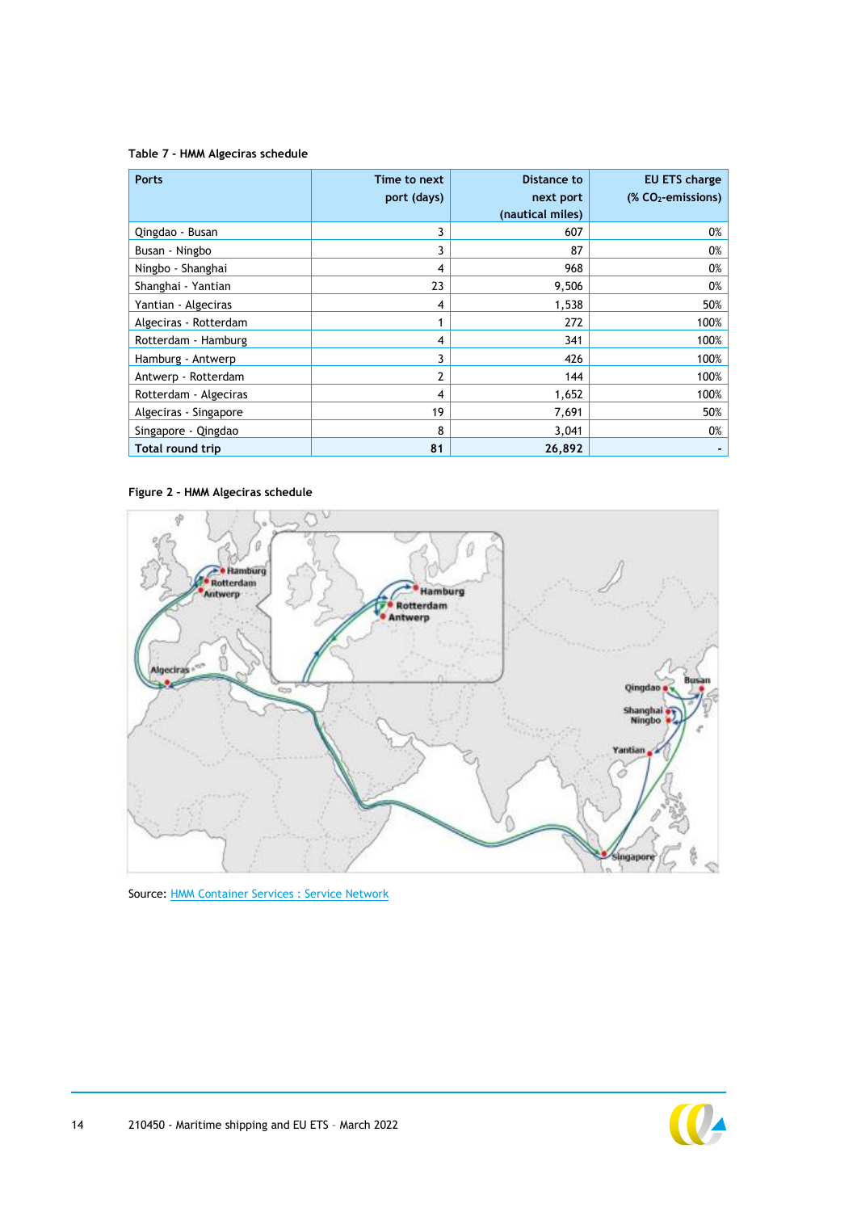Table 7 - HMM Algeciras schedule

| Ports | Time to next port (days) | Distance to next port (nautical miles) | EU ETS charge (% $CO_2$-emissions) |
|---|---|---|---|
| Qingdao - Busan | 3 | 607 | 0% |
| Busan - Ningbo | 3 | 87 | 0% |
| Ningbo - Shanghai | 4 | 968 | 0% |
| Shanghai - Yantian | 23 | 9,506 | 0% |
| Yantian - Algeciras | 4 | 1,538 | 50% |
| Algeciras - Rotterdam | 1 | 272 | 100% |
| Rotterdam - Hamburg | 4 | 341 | 100% |
| Hamburg - Antwerp | 3 | 426 | 100% |
| Antwerp - Rotterdam | 2 | 144 | 100% |
| Rotterdam - Algeciras | 4 | 1,652 | 100% |
| Algeciras - Singapore | 19 | 7,691 | 50% |
| Singapore - Qingdao | 8 | 3,041 | 0% |
| **Total round trip** | **81** | **26,892** | **-** |

Figure 2 - HMM Algeciras schedule

Source: HMM Container Services : Service Network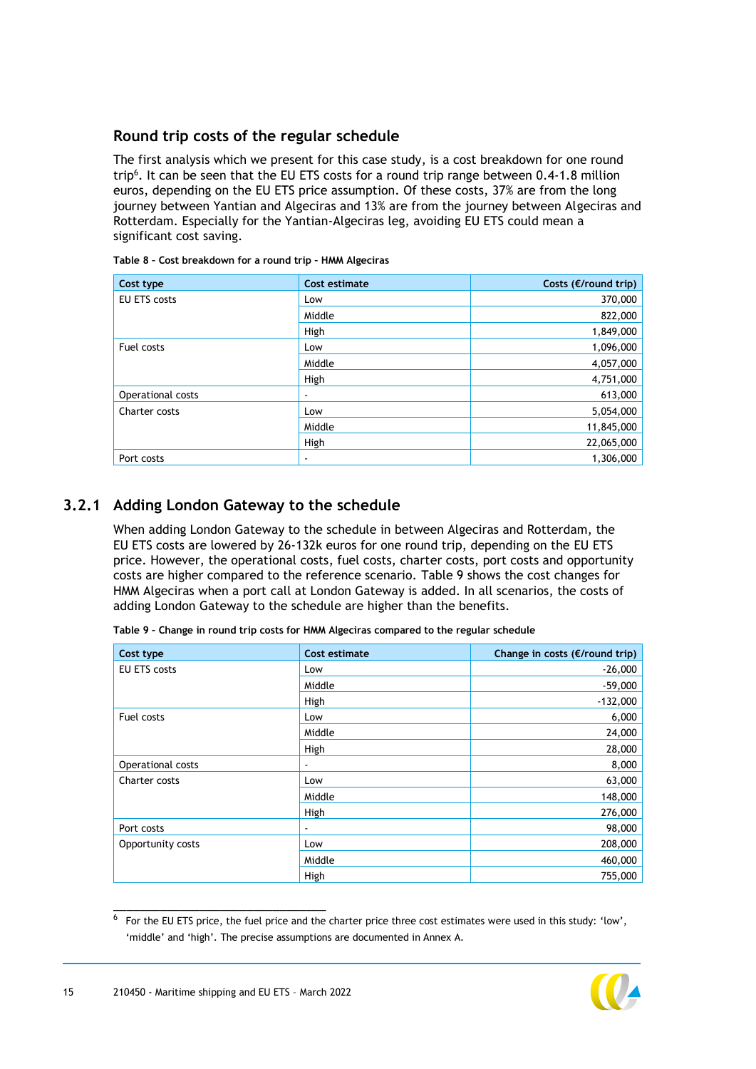### Round trip costs of the regular schedule

The first analysis which we present for this case study, is a cost breakdown for one round trip[6]. It can be seen that the EU ETS costs for a round trip range between 0.4-1.8 million euros, depending on the EU ETS price assumption. Of these costs, 37% are from the long journey between Yantian and Algeciras and 13% are from the journey between Algeciras and Rotterdam. Especially for the Yantian-Algeciras leg, avoiding EU ETS could mean a significant cost saving.

**Table 8 – Cost breakdown for a round trip - HMM Algeciras**

| Cost type | Cost estimate | Costs (€/round trip) |
|---|---|---:|
| EU ETS costs | Low | 370,000 |
| | Middle | 822,000 |
| | High | 1,849,000 |
| Fuel costs | Low | 1,096,000 |
| | Middle | 4,057,000 |
| | High | 4,751,000 |
| Operational costs | - | 613,000 |
| Charter costs | Low | 5,054,000 |
| | Middle | 11,845,000 |
| | High | 22,065,000 |
| Port costs | - | 1,306,000 |

## 3.2.1 Adding London Gateway to the schedule

When adding London Gateway to the schedule in between Algeciras and Rotterdam, the EU ETS costs are lowered by 26-132k euros for one round trip, depending on the EU ETS price. However, the operational costs, fuel costs, charter costs, port costs and opportunity costs are higher compared to the reference scenario. Table 9 shows the cost changes for HMM Algeciras when a port call at London Gateway is added. In all scenarios, the costs of adding London Gateway to the schedule are higher than the benefits.

**Table 9 – Change in round trip costs for HMM Algeciras compared to the regular schedule**

| Cost type | Cost estimate | Change in costs (€/round trip) |
|---|---|---:|
| EU ETS costs | Low | -26,000 |
| | Middle | -59,000 |
| | High | -132,000 |
| Fuel costs | Low | 6,000 |
| | Middle | 24,000 |
| | High | 28,000 |
| Operational costs | - | 8,000 |
| Charter costs | Low | 63,000 |
| | Middle | 148,000 |
| | High | 276,000 |
| Port costs | - | 98,000 |
| Opportunity costs | Low | 208,000 |
| | Middle | 460,000 |
| | High | 755,000 |

[6] For the EU ETS price, the fuel price and the charter price three cost estimates were used in this study: 'low', 'middle' and 'high'. The precise assumptions are documented in Annex A.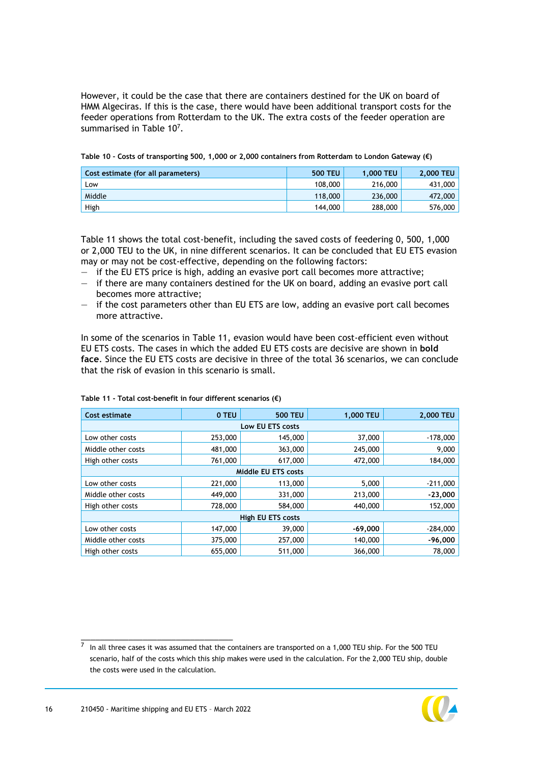However, it could be the case that there are containers destined for the UK on board of HMM Algeciras. If this is the case, there would have been additional transport costs for the feeder operations from Rotterdam to the UK. The extra costs of the feeder operation are summarised in Table 10[7].

Table 10 - Costs of transporting 500, 1,000 or 2,000 containers from Rotterdam to London Gateway (€)

| Cost estimate (for all parameters) | 500 TEU | 1,000 TEU | 2,000 TEU |
|---|---|---|---|
| Low | 108,000 | 216,000 | 431,000 |
| Middle | 118,000 | 236,000 | 472,000 |
| High | 144,000 | 288,000 | 576,000 |

Table 11 shows the total cost-benefit, including the saved costs of feedering 0, 500, 1,000 or 2,000 TEU to the UK, in nine different scenarios. It can be concluded that EU ETS evasion may or may not be cost-effective, depending on the following factors:

- if the EU ETS price is high, adding an evasive port call becomes more attractive;
- if there are many containers destined for the UK on board, adding an evasive port call becomes more attractive;
- if the cost parameters other than EU ETS are low, adding an evasive port call becomes more attractive.

In some of the scenarios in Table 11, evasion would have been cost-efficient even without EU ETS costs. The cases in which the added EU ETS costs are decisive are shown in **bold face**. Since the EU ETS costs are decisive in three of the total 36 scenarios, we can conclude that the risk of evasion in this scenario is small.

Table 11 - Total cost-benefit in four different scenarios (€)

| Cost estimate | 0 TEU | 500 TEU | 1,000 TEU | 2,000 TEU |
|---|---|---|---|---|
| **Low EU ETS costs** | | | | |
| Low other costs | 253,000 | 145,000 | 37,000 | -178,000 |
| Middle other costs | 481,000 | 363,000 | 245,000 | 9,000 |
| High other costs | 761,000 | 617,000 | 472,000 | 184,000 |
| **Middle EU ETS costs** | | | | |
| Low other costs | 221,000 | 113,000 | 5,000 | -211,000 |
| Middle other costs | 449,000 | 331,000 | 213,000 | **-23,000** |
| High other costs | 728,000 | 584,000 | 440,000 | 152,000 |
| **High EU ETS costs** | | | | |
| Low other costs | 147,000 | 39,000 | **-69,000** | -284,000 |
| Middle other costs | 375,000 | 257,000 | 140,000 | **-96,000** |
| High other costs | 655,000 | 511,000 | 366,000 | 78,000 |

[7] In all three cases it was assumed that the containers are transported on a 1,000 TEU ship. For the 500 TEU scenario, half of the costs which this ship makes were used in the calculation. For the 2,000 TEU ship, double the costs were used in the calculation.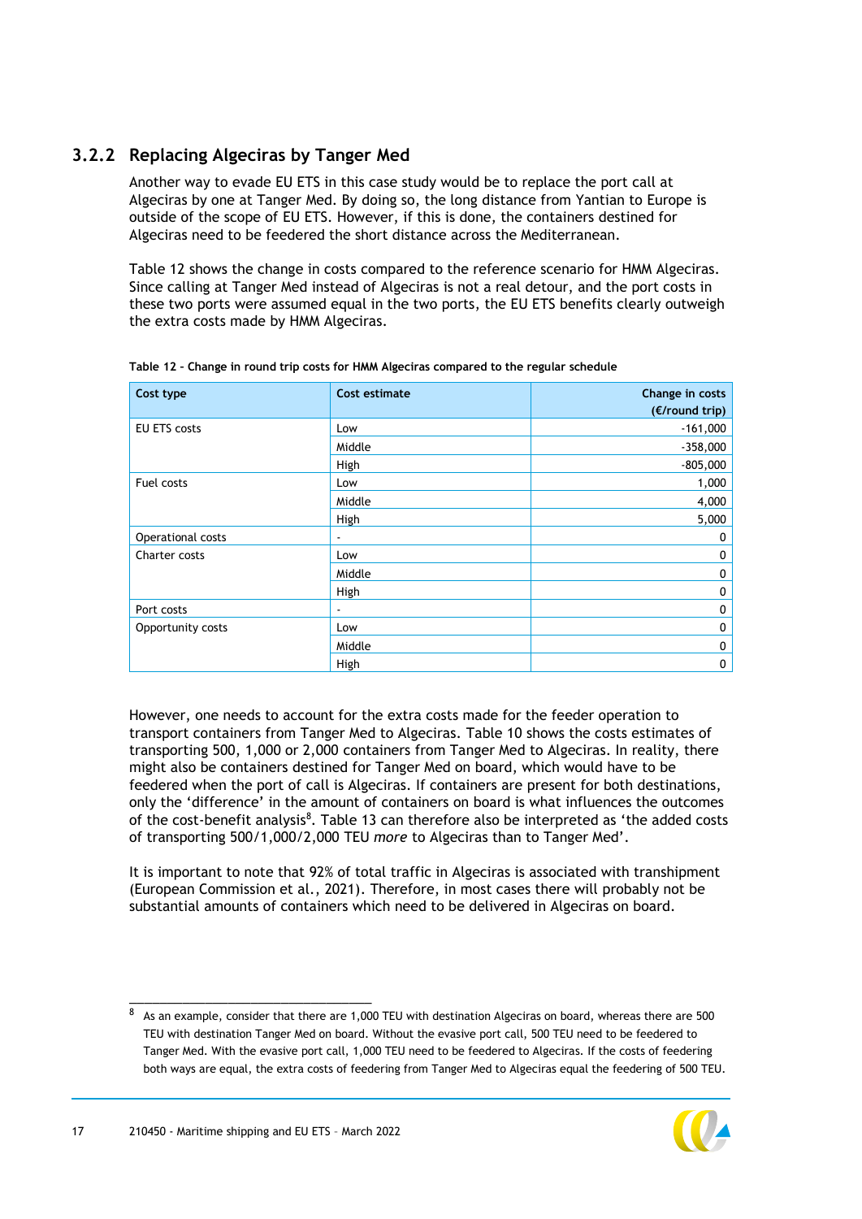### 3.2.2 Replacing Algeciras by Tanger Med

Another way to evade EU ETS in this case study would be to replace the port call at Algeciras by one at Tanger Med. By doing so, the long distance from Yantian to Europe is outside of the scope of EU ETS. However, if this is done, the containers destined for Algeciras need to be feedered the short distance across the Mediterranean.

Table 12 shows the change in costs compared to the reference scenario for HMM Algeciras. Since calling at Tanger Med instead of Algeciras is not a real detour, and the port costs in these two ports were assumed equal in the two ports, the EU ETS benefits clearly outweigh the extra costs made by HMM Algeciras.

**Table 12 – Change in round trip costs for HMM Algeciras compared to the regular schedule**

| Cost type | Cost estimate | Change in costs (€/round trip) |
|---|---|---:|
| EU ETS costs | Low | -161,000 |
| | Middle | -358,000 |
| | High | -805,000 |
| Fuel costs | Low | 1,000 |
| | Middle | 4,000 |
| | High | 5,000 |
| Operational costs | - | 0 |
| Charter costs | Low | 0 |
| | Middle | 0 |
| | High | 0 |
| Port costs | - | 0 |
| Opportunity costs | Low | 0 |
| | Middle | 0 |
| | High | 0 |

However, one needs to account for the extra costs made for the feeder operation to transport containers from Tanger Med to Algeciras. Table 10 shows the costs estimates of transporting 500, 1,000 or 2,000 containers from Tanger Med to Algeciras. In reality, there might also be containers destined for Tanger Med on board, which would have to be feedered when the port of call is Algeciras. If containers are present for both destinations, only the 'difference' in the amount of containers on board is what influences the outcomes of the cost-benefit analysis[8]. Table 13 can therefore also be interpreted as 'the added costs of transporting 500/1,000/2,000 TEU *more* to Algeciras than to Tanger Med'.

It is important to note that 92% of total traffic in Algeciras is associated with transhipment (European Commission et al., 2021). Therefore, in most cases there will probably not be substantial amounts of containers which need to be delivered in Algeciras on board.

[8] As an example, consider that there are 1,000 TEU with destination Algeciras on board, whereas there are 500 TEU with destination Tanger Med on board. Without the evasive port call, 500 TEU need to be feedered to Tanger Med. With the evasive port call, 1,000 TEU need to be feedered to Algeciras. If the costs of feedering both ways are equal, the extra costs of feedering from Tanger Med to Algeciras equal the feedering of 500 TEU.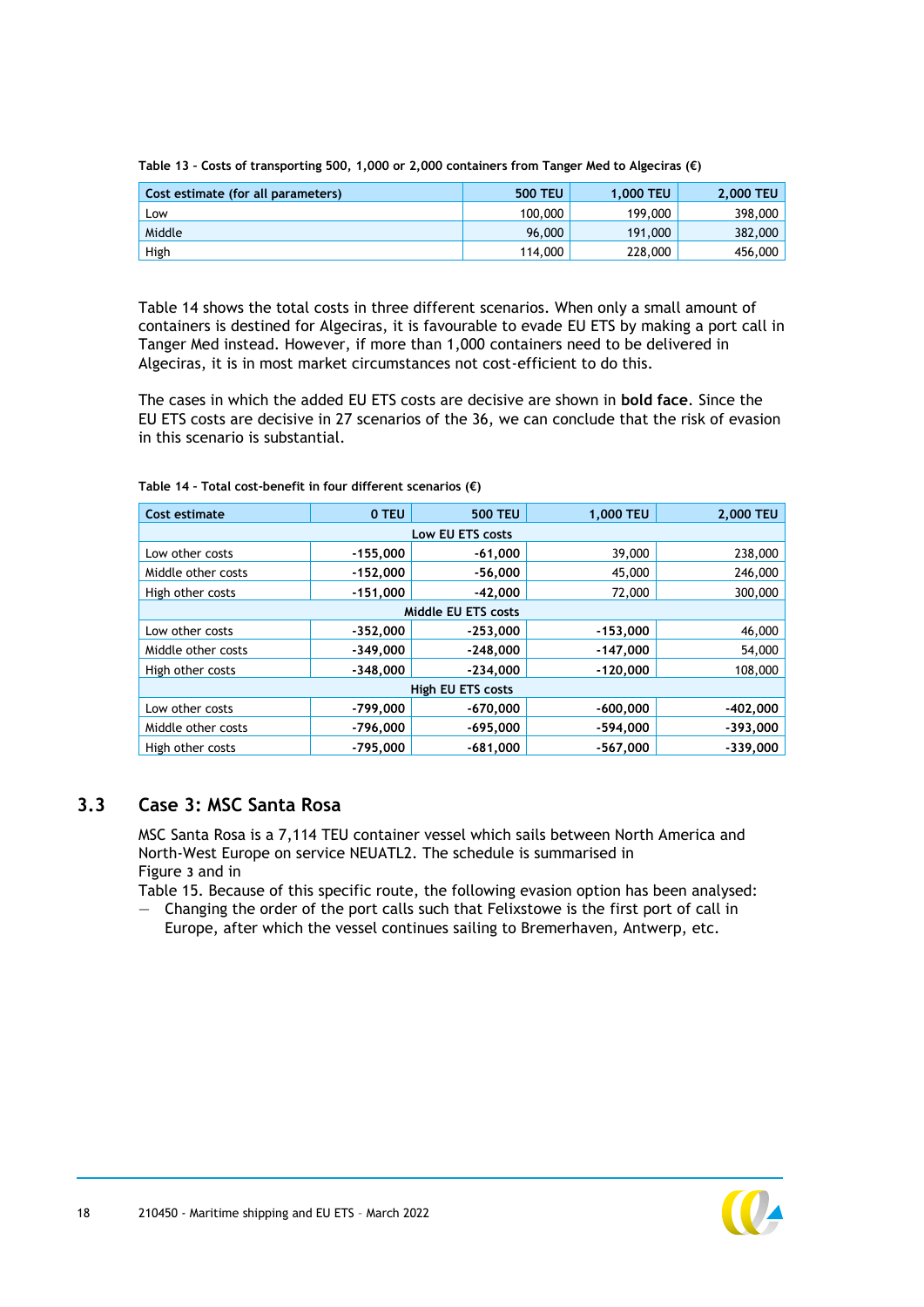**Table 13 - Costs of transporting 500, 1,000 or 2,000 containers from Tanger Med to Algeciras (€)**

| Cost estimate (for all parameters) | 500 TEU | 1,000 TEU | 2,000 TEU |
|---|---|---|---|
| Low | 100,000 | 199,000 | 398,000 |
| Middle | 96,000 | 191,000 | 382,000 |
| High | 114,000 | 228,000 | 456,000 |

Table 14 shows the total costs in three different scenarios. When only a small amount of containers is destined for Algeciras, it is favourable to evade EU ETS by making a port call in Tanger Med instead. However, if more than 1,000 containers need to be delivered in Algeciras, it is in most market circumstances not cost-efficient to do this.

The cases in which the added EU ETS costs are decisive are shown in **bold face**. Since the EU ETS costs are decisive in 27 scenarios of the 36, we can conclude that the risk of evasion in this scenario is substantial.

**Table 14 - Total cost-benefit in four different scenarios (€)**

| Cost estimate | 0 TEU | 500 TEU | 1,000 TEU | 2,000 TEU |
|---|---|---|---|---|
| Low EU ETS costs | | | | |
| Low other costs | **-155,000** | **-61,000** | 39,000 | 238,000 |
| Middle other costs | **-152,000** | **-56,000** | 45,000 | 246,000 |
| High other costs | **-151,000** | **-42,000** | 72,000 | 300,000 |
| Middle EU ETS costs | | | | |
| Low other costs | **-352,000** | **-253,000** | **-153,000** | 46,000 |
| Middle other costs | **-349,000** | **-248,000** | **-147,000** | 54,000 |
| High other costs | **-348,000** | **-234,000** | **-120,000** | 108,000 |
| High EU ETS costs | | | | |
| Low other costs | **-799,000** | **-670,000** | **-600,000** | **-402,000** |
| Middle other costs | **-796,000** | **-695,000** | **-594,000** | **-393,000** |
| High other costs | **-795,000** | **-681,000** | **-567,000** | **-339,000** |

## 3.3 Case 3: MSC Santa Rosa

MSC Santa Rosa is a 7,114 TEU container vessel which sails between North America and North-West Europe on service NEUATL2. The schedule is summarised in Figure 3 and in Table 15. Because of this specific route, the following evasion option has been analysed:

- Changing the order of the port calls such that Felixstowe is the first port of call in Europe, after which the vessel continues sailing to Bremerhaven, Antwerp, etc.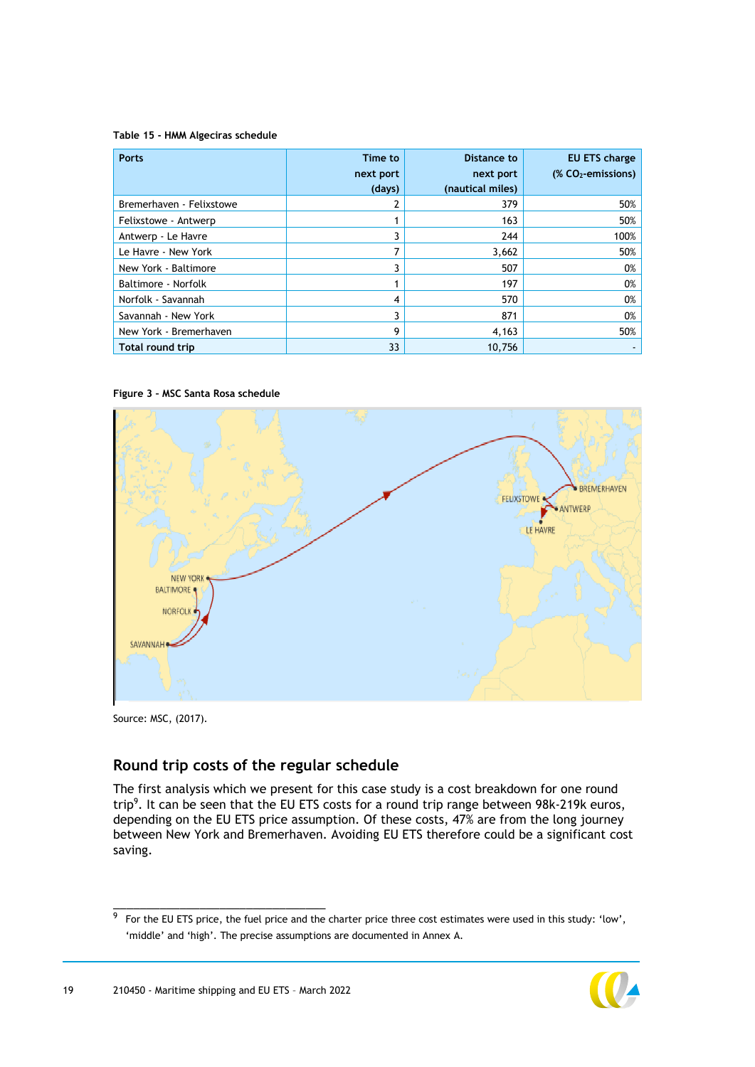Table 15 - HMM Algeciras schedule

| Ports | Time to next port (days) | Distance to next port (nautical miles) | EU ETS charge (% $CO_2$-emissions) |
|---|---|---|---|
| Bremerhaven - Felixstowe | 2 | 379 | 50% |
| Felixstowe - Antwerp | 1 | 163 | 50% |
| Antwerp - Le Havre | 3 | 244 | 100% |
| Le Havre - New York | 7 | 3,662 | 50% |
| New York - Baltimore | 3 | 507 | 0% |
| Baltimore - Norfolk | 1 | 197 | 0% |
| Norfolk - Savannah | 4 | 570 | 0% |
| Savannah - New York | 3 | 871 | 0% |
| New York - Bremerhaven | 9 | 4,163 | 50% |
| **Total round trip** | 33 | 10,756 | - |

Figure 3 - MSC Santa Rosa schedule

Source: MSC, (2017).

## Round trip costs of the regular schedule

The first analysis which we present for this case study is a cost breakdown for one round trip[9]. It can be seen that the EU ETS costs for a round trip range between 98k-219k euros, depending on the EU ETS price assumption. Of these costs, 47% are from the long journey between New York and Bremerhaven. Avoiding EU ETS therefore could be a significant cost saving.

[9] For the EU ETS price, the fuel price and the charter price three cost estimates were used in this study: 'low', 'middle' and 'high'. The precise assumptions are documented in Annex A.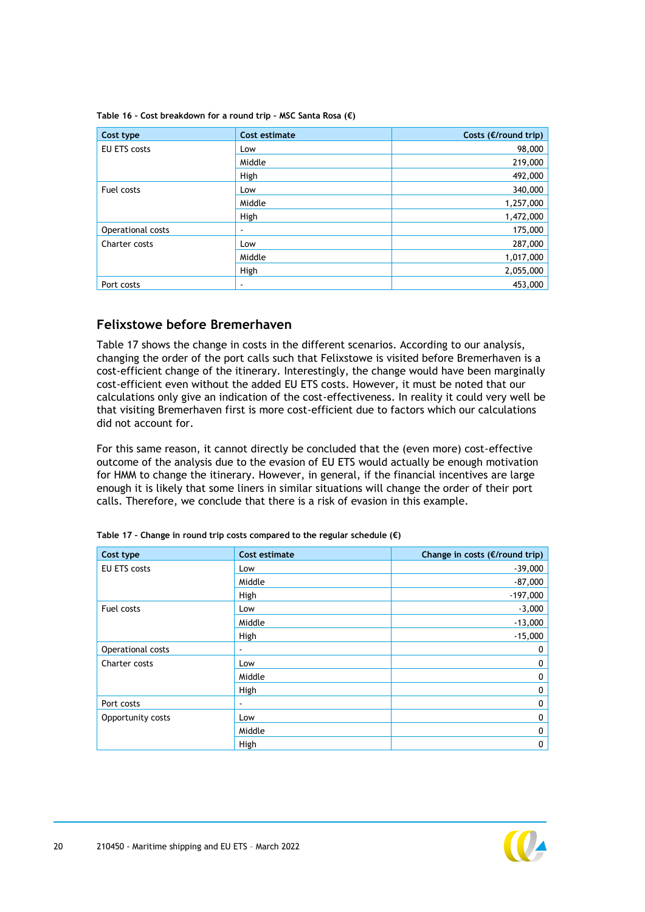Table 16 - Cost breakdown for a round trip - MSC Santa Rosa (€)

| Cost type | Cost estimate | Costs (€/round trip) |
| --- | --- | --- |
| EU ETS costs | Low | 98,000 |
| | Middle | 219,000 |
| | High | 492,000 |
| Fuel costs | Low | 340,000 |
| | Middle | 1,257,000 |
| | High | 1,472,000 |
| Operational costs | - | 175,000 |
| Charter costs | Low | 287,000 |
| | Middle | 1,017,000 |
| | High | 2,055,000 |
| Port costs | - | 453,000 |

## Felixstowe before Bremerhaven

Table 17 shows the change in costs in the different scenarios. According to our analysis, changing the order of the port calls such that Felixstowe is visited before Bremerhaven is a cost-efficient change of the itinerary. Interestingly, the change would have been marginally cost-efficient even without the added EU ETS costs. However, it must be noted that our calculations only give an indication of the cost-effectiveness. In reality it could very well be that visiting Bremerhaven first is more cost-efficient due to factors which our calculations did not account for.

For this same reason, it cannot directly be concluded that the (even more) cost-effective outcome of the analysis due to the evasion of EU ETS would actually be enough motivation for HMM to change the itinerary. However, in general, if the financial incentives are large enough it is likely that some liners in similar situations will change the order of their port calls. Therefore, we conclude that there is a risk of evasion in this example.

Table 17 - Change in round trip costs compared to the regular schedule (€)

| Cost type | Cost estimate | Change in costs (€/round trip) |
| --- | --- | --- |
| EU ETS costs | Low | -39,000 |
| | Middle | -87,000 |
| | High | -197,000 |
| Fuel costs | Low | -3,000 |
| | Middle | -13,000 |
| | High | -15,000 |
| Operational costs | - | 0 |
| Charter costs | Low | 0 |
| | Middle | 0 |
| | High | 0 |
| Port costs | - | 0 |
| Opportunity costs | Low | 0 |
| | Middle | 0 |
| | High | 0 |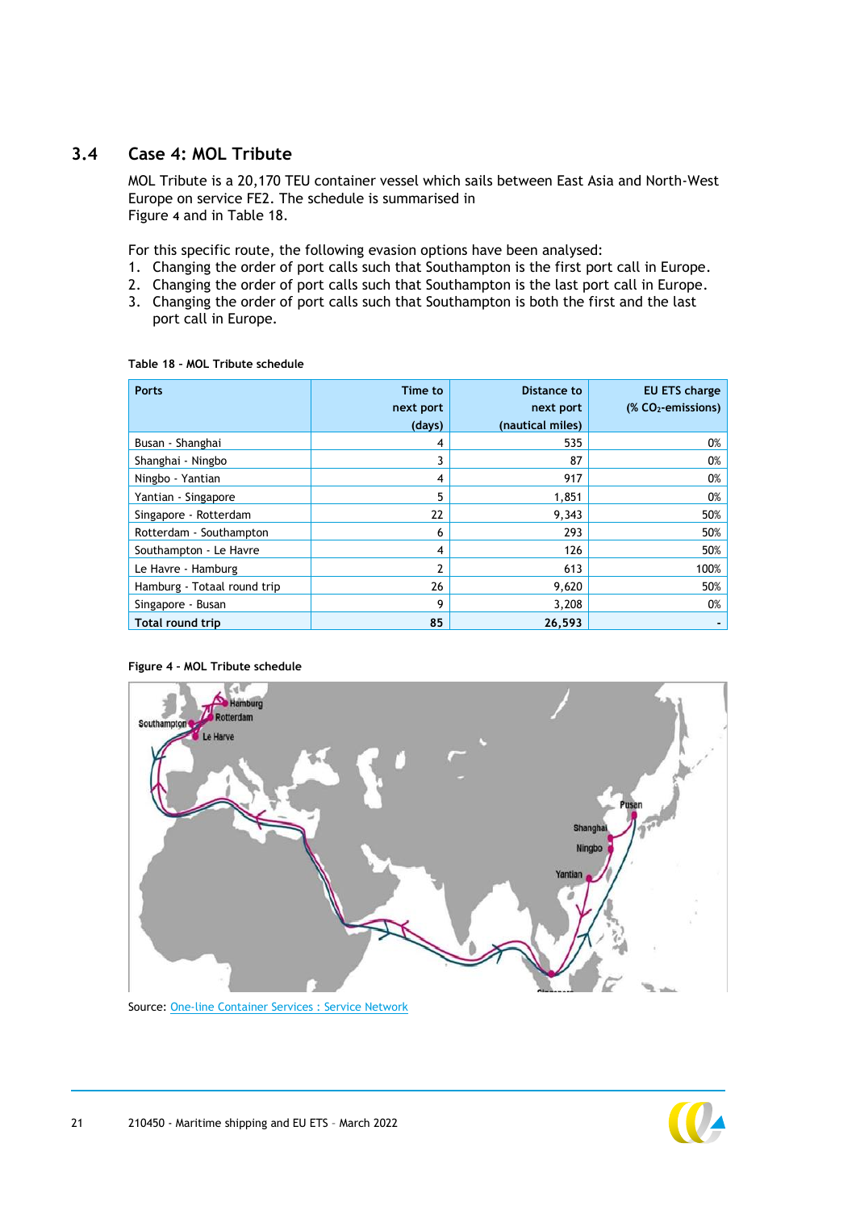## 3.4 Case 4: MOL Tribute

MOL Tribute is a 20,170 TEU container vessel which sails between East Asia and North-West Europe on service FE2. The schedule is summarised in Figure 4 and in Table 18.

For this specific route, the following evasion options have been analysed:

1. Changing the order of port calls such that Southampton is the first port call in Europe.
2. Changing the order of port calls such that Southampton is the last port call in Europe.
3. Changing the order of port calls such that Southampton is both the first and the last port call in Europe.

**Table 18 - MOL Tribute schedule**

| Ports | Time to next port (days) | Distance to next port (nautical miles) | EU ETS charge (% $CO_2$-emissions) |
|---|---|---|---|
| Busan - Shanghai | 4 | 535 | 0% |
| Shanghai - Ningbo | 3 | 87 | 0% |
| Ningbo - Yantian | 4 | 917 | 0% |
| Yantian - Singapore | 5 | 1,851 | 0% |
| Singapore - Rotterdam | 22 | 9,343 | 50% |
| Rotterdam - Southampton | 6 | 293 | 50% |
| Southampton - Le Havre | 4 | 126 | 50% |
| Le Havre - Hamburg | 2 | 613 | 100% |
| Hamburg - Totaal round trip | 26 | 9,620 | 50% |
| Singapore - Busan | 9 | 3,208 | 0% |
| **Total round trip** | **85** | **26,593** | **-** |

**Figure 4 - MOL Tribute schedule**

Source: One-line Container Services : Service Network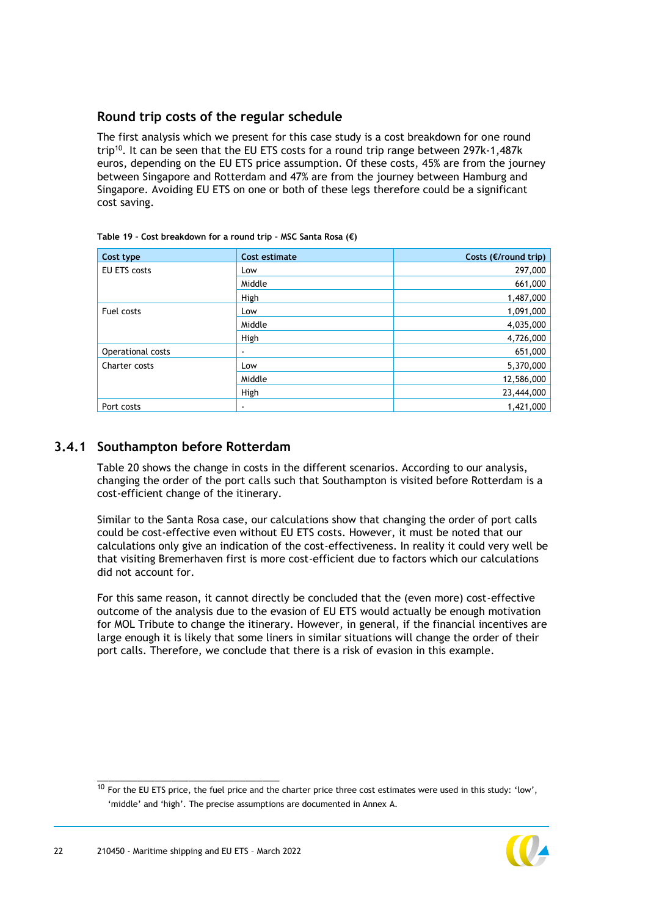### Round trip costs of the regular schedule

The first analysis which we present for this case study is a cost breakdown for one round trip[10]. It can be seen that the EU ETS costs for a round trip range between 297k-1,487k euros, depending on the EU ETS price assumption. Of these costs, 45% are from the journey between Singapore and Rotterdam and 47% are from the journey between Hamburg and Singapore. Avoiding EU ETS on one or both of these legs therefore could be a significant cost saving.

**Table 19 - Cost breakdown for a round trip - MSC Santa Rosa (€)**

| Cost type | Cost estimate | Costs (€/round trip) |
|---|---|---:|
| EU ETS costs | Low | 297,000 |
| | Middle | 661,000 |
| | High | 1,487,000 |
| Fuel costs | Low | 1,091,000 |
| | Middle | 4,035,000 |
| | High | 4,726,000 |
| Operational costs | - | 651,000 |
| Charter costs | Low | 5,370,000 |
| | Middle | 12,586,000 |
| | High | 23,444,000 |
| Port costs | - | 1,421,000 |

## 3.4.1 Southampton before Rotterdam

Table 20 shows the change in costs in the different scenarios. According to our analysis, changing the order of the port calls such that Southampton is visited before Rotterdam is a cost-efficient change of the itinerary.

Similar to the Santa Rosa case, our calculations show that changing the order of port calls could be cost-effective even without EU ETS costs. However, it must be noted that our calculations only give an indication of the cost-effectiveness. In reality it could very well be that visiting Bremerhaven first is more cost-efficient due to factors which our calculations did not account for.

For this same reason, it cannot directly be concluded that the (even more) cost-effective outcome of the analysis due to the evasion of EU ETS would actually be enough motivation for MOL Tribute to change the itinerary. However, in general, if the financial incentives are large enough it is likely that some liners in similar situations will change the order of their port calls. Therefore, we conclude that there is a risk of evasion in this example.

[10] For the EU ETS price, the fuel price and the charter price three cost estimates were used in this study: 'low', 'middle' and 'high'. The precise assumptions are documented in Annex A.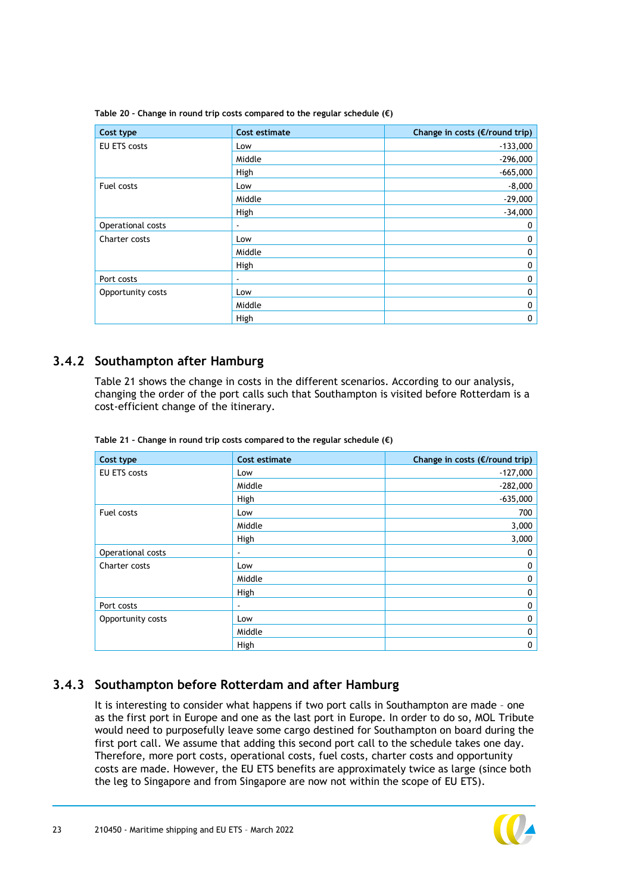**Table 20 - Change in round trip costs compared to the regular schedule (€)**

| Cost type | Cost estimate | Change in costs (€/round trip) |
|---|---|---|
| EU ETS costs | Low | -133,000 |
| | Middle | -296,000 |
| | High | -665,000 |
| Fuel costs | Low | -8,000 |
| | Middle | -29,000 |
| | High | -34,000 |
| Operational costs | - | 0 |
| Charter costs | Low | 0 |
| | Middle | 0 |
| | High | 0 |
| Port costs | - | 0 |
| Opportunity costs | Low | 0 |
| | Middle | 0 |
| | High | 0 |

### 3.4.2 Southampton after Hamburg

Table 21 shows the change in costs in the different scenarios. According to our analysis, changing the order of the port calls such that Southampton is visited before Rotterdam is a cost-efficient change of the itinerary.

**Table 21 - Change in round trip costs compared to the regular schedule (€)**

| Cost type | Cost estimate | Change in costs (€/round trip) |
|---|---|---|
| EU ETS costs | Low | -127,000 |
| | Middle | -282,000 |
| | High | -635,000 |
| Fuel costs | Low | 700 |
| | Middle | 3,000 |
| | High | 3,000 |
| Operational costs | - | 0 |
| Charter costs | Low | 0 |
| | Middle | 0 |
| | High | 0 |
| Port costs | - | 0 |
| Opportunity costs | Low | 0 |
| | Middle | 0 |
| | High | 0 |

### 3.4.3 Southampton before Rotterdam and after Hamburg

It is interesting to consider what happens if two port calls in Southampton are made – one as the first port in Europe and one as the last port in Europe. In order to do so, MOL Tribute would need to purposefully leave some cargo destined for Southampton on board during the first port call. We assume that adding this second port call to the schedule takes one day. Therefore, more port costs, operational costs, fuel costs, charter costs and opportunity costs are made. However, the EU ETS benefits are approximately twice as large (since both the leg to Singapore and from Singapore are now not within the scope of EU ETS).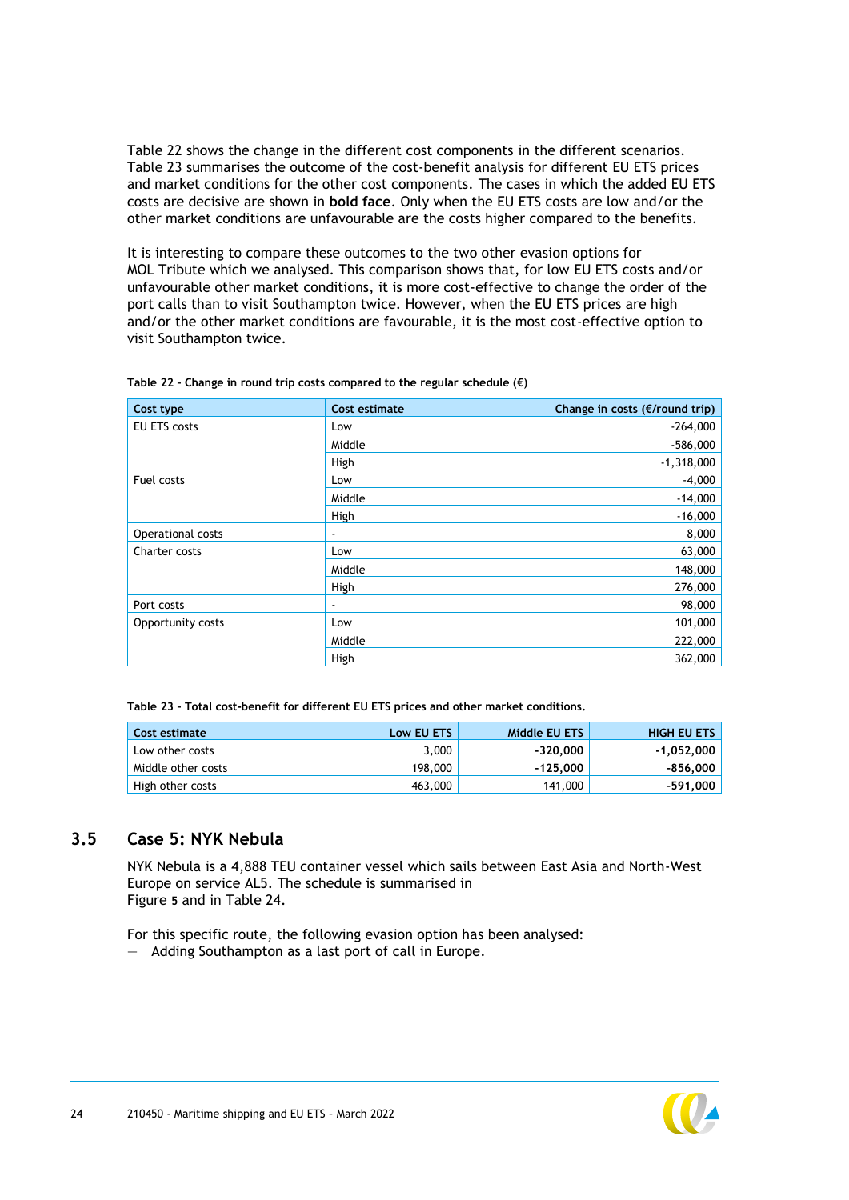Table 22 shows the change in the different cost components in the different scenarios. Table 23 summarises the outcome of the cost-benefit analysis for different EU ETS prices and market conditions for the other cost components. The cases in which the added EU ETS costs are decisive are shown in **bold face**. Only when the EU ETS costs are low and/or the other market conditions are unfavourable are the costs higher compared to the benefits.

It is interesting to compare these outcomes to the two other evasion options for MOL Tribute which we analysed. This comparison shows that, for low EU ETS costs and/or unfavourable other market conditions, it is more cost-effective to change the order of the port calls than to visit Southampton twice. However, when the EU ETS prices are high and/or the other market conditions are favourable, it is the most cost-effective option to visit Southampton twice.

**Table 22 - Change in round trip costs compared to the regular schedule (€)**

| Cost type | Cost estimate | Change in costs (€/round trip) |
|---|---|---|
| EU ETS costs | Low | -264,000 |
| | Middle | -586,000 |
| | High | -1,318,000 |
| Fuel costs | Low | -4,000 |
| | Middle | -14,000 |
| | High | -16,000 |
| Operational costs | - | 8,000 |
| Charter costs | Low | 63,000 |
| | Middle | 148,000 |
| | High | 276,000 |
| Port costs | - | 98,000 |
| Opportunity costs | Low | 101,000 |
| | Middle | 222,000 |
| | High | 362,000 |

**Table 23 - Total cost-benefit for different EU ETS prices and other market conditions.**

| Cost estimate | Low EU ETS | Middle EU ETS | HIGH EU ETS |
|---|---|---|---|
| Low other costs | 3,000 | **-320,000** | **-1,052,000** |
| Middle other costs | 198,000 | **-125,000** | **-856,000** |
| High other costs | 463,000 | 141,000 | **-591,000** |

## 3.5 Case 5: NYK Nebula

NYK Nebula is a 4,888 TEU container vessel which sails between East Asia and North-West Europe on service AL5. The schedule is summarised in Figure 5 and in Table 24.

For this specific route, the following evasion option has been analysed:
- Adding Southampton as a last port of call in Europe.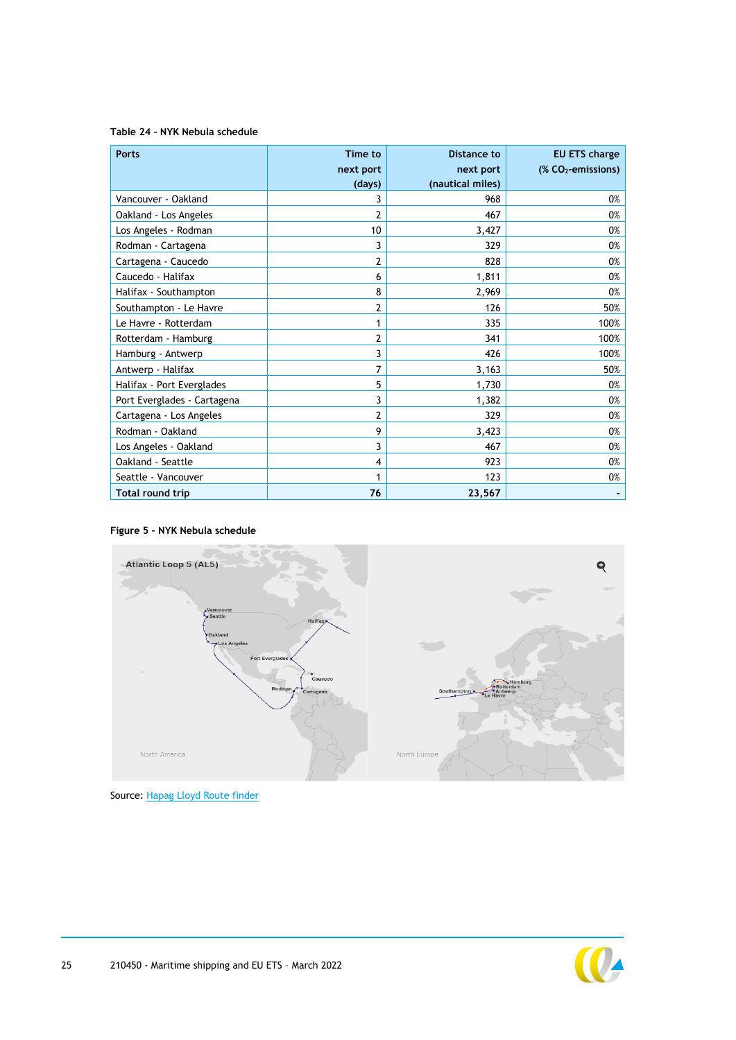**Table 24 - NYK Nebula schedule**

| Ports | Time to next port (days) | Distance to next port (nautical miles) | EU ETS charge (% $CO_2$-emissions) |
|---|---|---|---|
| Vancouver - Oakland | 3 | 968 | 0% |
| Oakland - Los Angeles | 2 | 467 | 0% |
| Los Angeles - Rodman | 10 | 3,427 | 0% |
| Rodman - Cartagena | 3 | 329 | 0% |
| Cartagena - Caucedo | 2 | 828 | 0% |
| Caucedo - Halifax | 6 | 1,811 | 0% |
| Halifax - Southampton | 8 | 2,969 | 0% |
| Southampton - Le Havre | 2 | 126 | 50% |
| Le Havre - Rotterdam | 1 | 335 | 100% |
| Rotterdam - Hamburg | 2 | 341 | 100% |
| Hamburg - Antwerp | 3 | 426 | 100% |
| Antwerp - Halifax | 7 | 3,163 | 50% |
| Halifax - Port Everglades | 5 | 1,730 | 0% |
| Port Everglades - Cartagena | 3 | 1,382 | 0% |
| Cartagena - Los Angeles | 2 | 329 | 0% |
| Rodman - Oakland | 9 | 3,423 | 0% |
| Los Angeles - Oakland | 3 | 467 | 0% |
| Oakland - Seattle | 4 | 923 | 0% |
| Seattle - Vancouver | 1 | 123 | 0% |
| **Total round trip** | **76** | **23,567** | **-** |

**Figure 5 - NYK Nebula schedule**

Source: Hapag Lloyd Route finder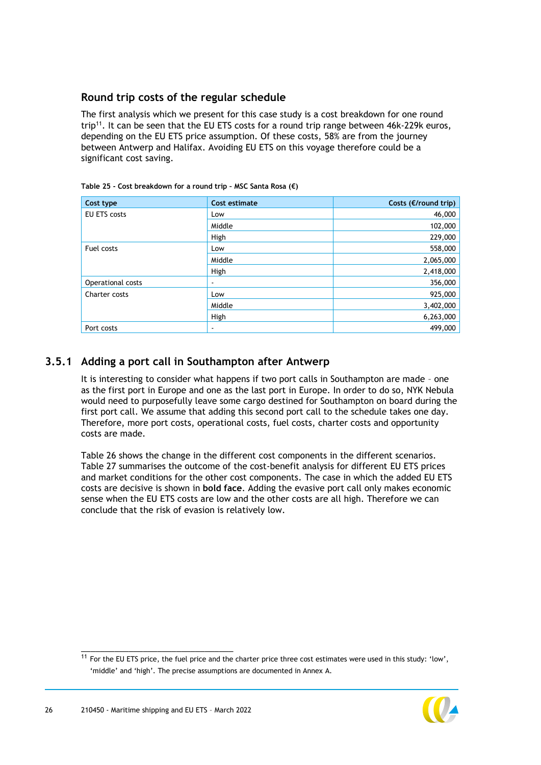## Round trip costs of the regular schedule

The first analysis which we present for this case study is a cost breakdown for one round trip[11]. It can be seen that the EU ETS costs for a round trip range between 46k-229k euros, depending on the EU ETS price assumption. Of these costs, 58% are from the journey between Antwerp and Halifax. Avoiding EU ETS on this voyage therefore could be a significant cost saving.

Table 25 - Cost breakdown for a round trip - MSC Santa Rosa (€)

| Cost type | Cost estimate | Costs (€/round trip) |
|---|---|---|
| EU ETS costs | Low | 46,000 |
| | Middle | 102,000 |
| | High | 229,000 |
| Fuel costs | Low | 558,000 |
| | Middle | 2,065,000 |
| | High | 2,418,000 |
| Operational costs | - | 356,000 |
| Charter costs | Low | 925,000 |
| | Middle | 3,402,000 |
| | High | 6,263,000 |
| Port costs | - | 499,000 |

### 3.5.1 Adding a port call in Southampton after Antwerp

It is interesting to consider what happens if two port calls in Southampton are made – one as the first port in Europe and one as the last port in Europe. In order to do so, NYK Nebula would need to purposefully leave some cargo destined for Southampton on board during the first port call. We assume that adding this second port call to the schedule takes one day. Therefore, more port costs, operational costs, fuel costs, charter costs and opportunity costs are made.

Table 26 shows the change in the different cost components in the different scenarios. Table 27 summarises the outcome of the cost-benefit analysis for different EU ETS prices and market conditions for the other cost components. The case in which the added EU ETS costs are decisive is shown in **bold face**. Adding the evasive port call only makes economic sense when the EU ETS costs are low and the other costs are all high. Therefore we can conclude that the risk of evasion is relatively low.

[11] For the EU ETS price, the fuel price and the charter price three cost estimates were used in this study: 'low', 'middle' and 'high'. The precise assumptions are documented in Annex A.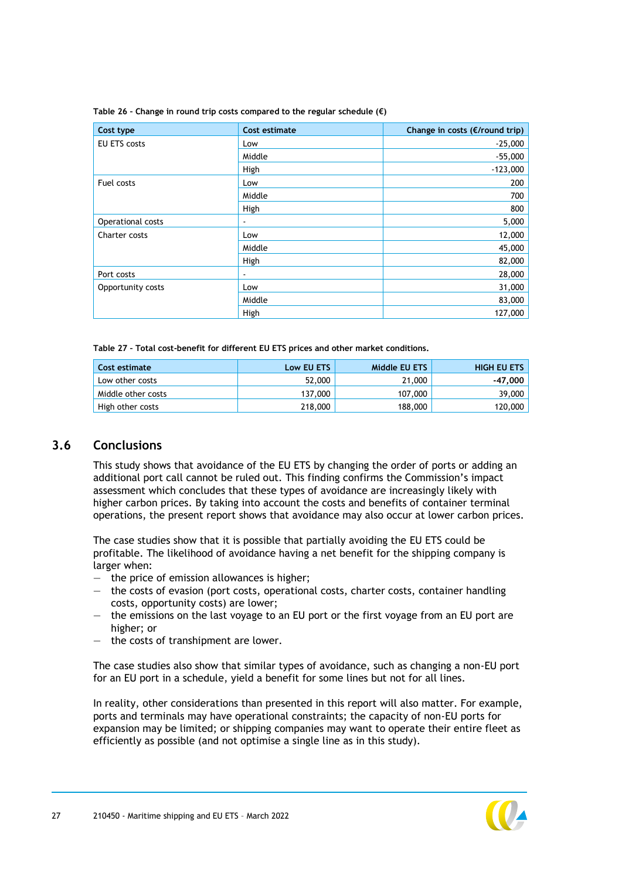**Table 26 - Change in round trip costs compared to the regular schedule (€)**

| Cost type | Cost estimate | Change in costs (€/round trip) |
|---|---|---|
| EU ETS costs | Low | -25,000 |
| | Middle | -55,000 |
| | High | -123,000 |
| Fuel costs | Low | 200 |
| | Middle | 700 |
| | High | 800 |
| Operational costs | - | 5,000 |
| Charter costs | Low | 12,000 |
| | Middle | 45,000 |
| | High | 82,000 |
| Port costs | - | 28,000 |
| Opportunity costs | Low | 31,000 |
| | Middle | 83,000 |
| | High | 127,000 |

**Table 27 - Total cost-benefit for different EU ETS prices and other market conditions.**

| Cost estimate | Low EU ETS | Middle EU ETS | HIGH EU ETS |
|---|---|---|---|
| Low other costs | 52,000 | 21,000 | **-47,000** |
| Middle other costs | 137,000 | 107,000 | 39,000 |
| High other costs | 218,000 | 188,000 | 120,000 |

## 3.6 Conclusions

This study shows that avoidance of the EU ETS by changing the order of ports or adding an additional port call cannot be ruled out. This finding confirms the Commission's impact assessment which concludes that these types of avoidance are increasingly likely with higher carbon prices. By taking into account the costs and benefits of container terminal operations, the present report shows that avoidance may also occur at lower carbon prices.

The case studies show that it is possible that partially avoiding the EU ETS could be profitable. The likelihood of avoidance having a net benefit for the shipping company is larger when:

- the price of emission allowances is higher;
- the costs of evasion (port costs, operational costs, charter costs, container handling costs, opportunity costs) are lower;
- the emissions on the last voyage to an EU port or the first voyage from an EU port are higher; or
- the costs of transhipment are lower.

The case studies also show that similar types of avoidance, such as changing a non-EU port for an EU port in a schedule, yield a benefit for some lines but not for all lines.

In reality, other considerations than presented in this report will also matter. For example, ports and terminals may have operational constraints; the capacity of non-EU ports for expansion may be limited; or shipping companies may want to operate their entire fleet as efficiently as possible (and not optimise a single line as in this study).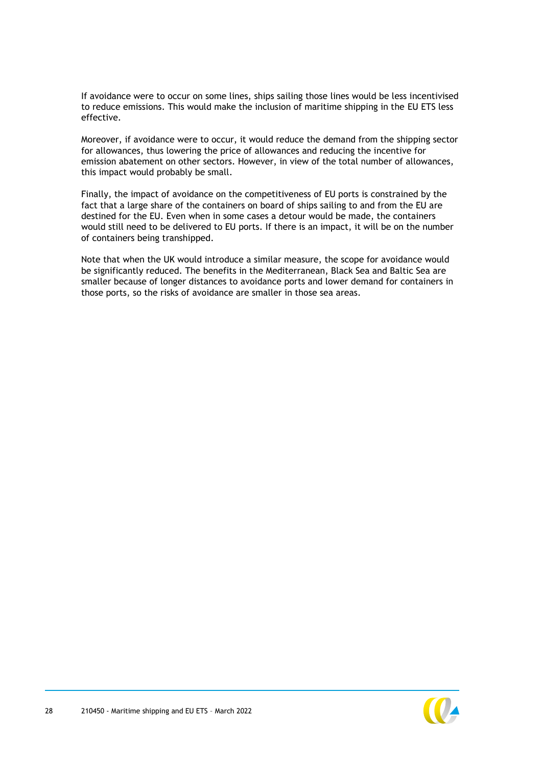If avoidance were to occur on some lines, ships sailing those lines would be less incentivised to reduce emissions. This would make the inclusion of maritime shipping in the EU ETS less effective.

Moreover, if avoidance were to occur, it would reduce the demand from the shipping sector for allowances, thus lowering the price of allowances and reducing the incentive for emission abatement on other sectors. However, in view of the total number of allowances, this impact would probably be small.

Finally, the impact of avoidance on the competitiveness of EU ports is constrained by the fact that a large share of the containers on board of ships sailing to and from the EU are destined for the EU. Even when in some cases a detour would be made, the containers would still need to be delivered to EU ports. If there is an impact, it will be on the number of containers being transhipped.

Note that when the UK would introduce a similar measure, the scope for avoidance would be significantly reduced. The benefits in the Mediterranean, Black Sea and Baltic Sea are smaller because of longer distances to avoidance ports and lower demand for containers in those ports, so the risks of avoidance are smaller in those sea areas.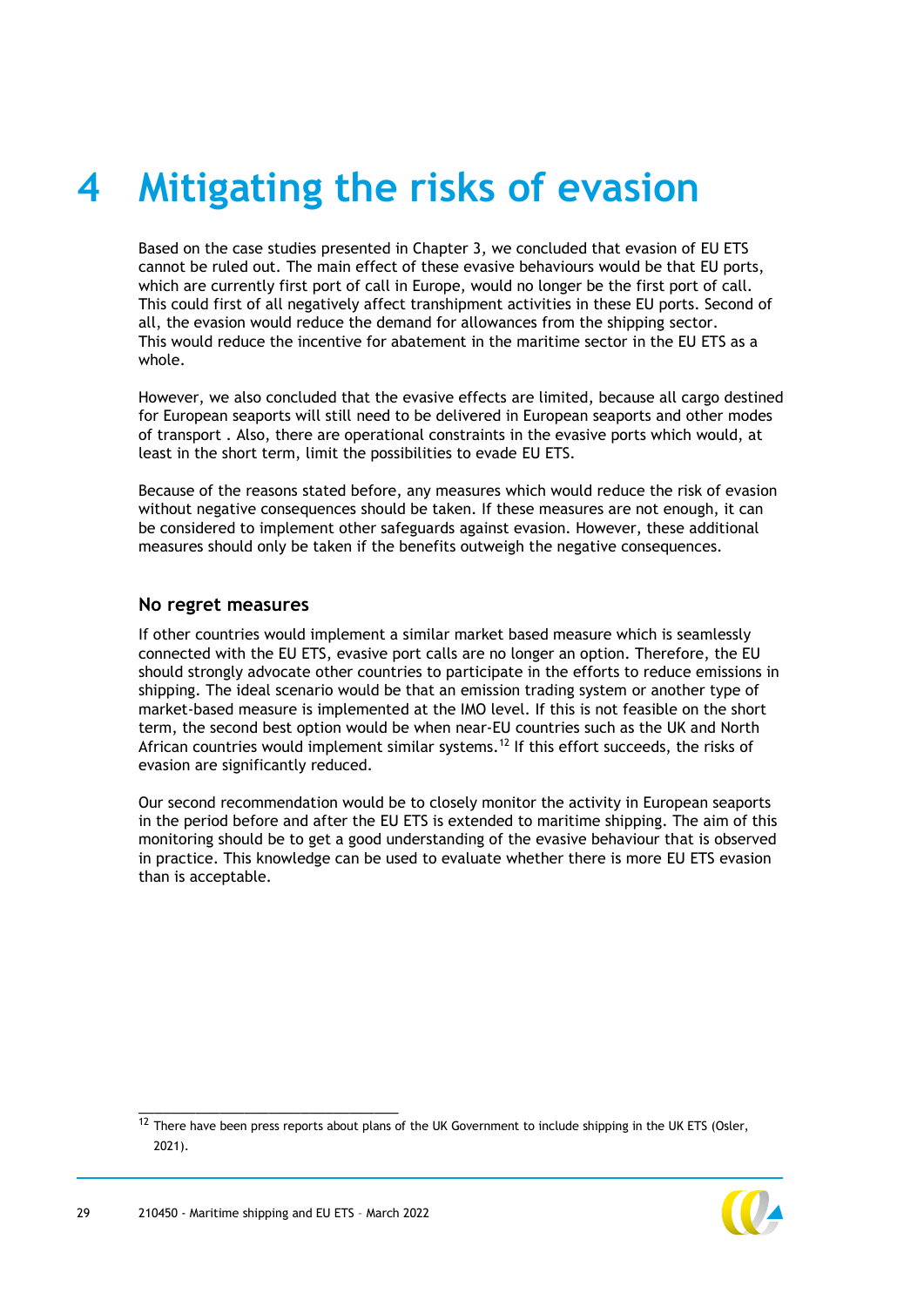# 4 Mitigating the risks of evasion

Based on the case studies presented in Chapter 3, we concluded that evasion of EU ETS cannot be ruled out. The main effect of these evasive behaviours would be that EU ports, which are currently first port of call in Europe, would no longer be the first port of call. This could first of all negatively affect transhipment activities in these EU ports. Second of all, the evasion would reduce the demand for allowances from the shipping sector. This would reduce the incentive for abatement in the maritime sector in the EU ETS as a whole.

However, we also concluded that the evasive effects are limited, because all cargo destined for European seaports will still need to be delivered in European seaports and other modes of transport . Also, there are operational constraints in the evasive ports which would, at least in the short term, limit the possibilities to evade EU ETS.

Because of the reasons stated before, any measures which would reduce the risk of evasion without negative consequences should be taken. If these measures are not enough, it can be considered to implement other safeguards against evasion. However, these additional measures should only be taken if the benefits outweigh the negative consequences.

### No regret measures

If other countries would implement a similar market based measure which is seamlessly connected with the EU ETS, evasive port calls are no longer an option. Therefore, the EU should strongly advocate other countries to participate in the efforts to reduce emissions in shipping. The ideal scenario would be that an emission trading system or another type of market-based measure is implemented at the IMO level. If this is not feasible on the short term, the second best option would be when near-EU countries such as the UK and North African countries would implement similar systems.[12] If this effort succeeds, the risks of evasion are significantly reduced.

Our second recommendation would be to closely monitor the activity in European seaports in the period before and after the EU ETS is extended to maritime shipping. The aim of this monitoring should be to get a good understanding of the evasive behaviour that is observed in practice. This knowledge can be used to evaluate whether there is more EU ETS evasion than is acceptable.

[12] There have been press reports about plans of the UK Government to include shipping in the UK ETS (Osler, 2021).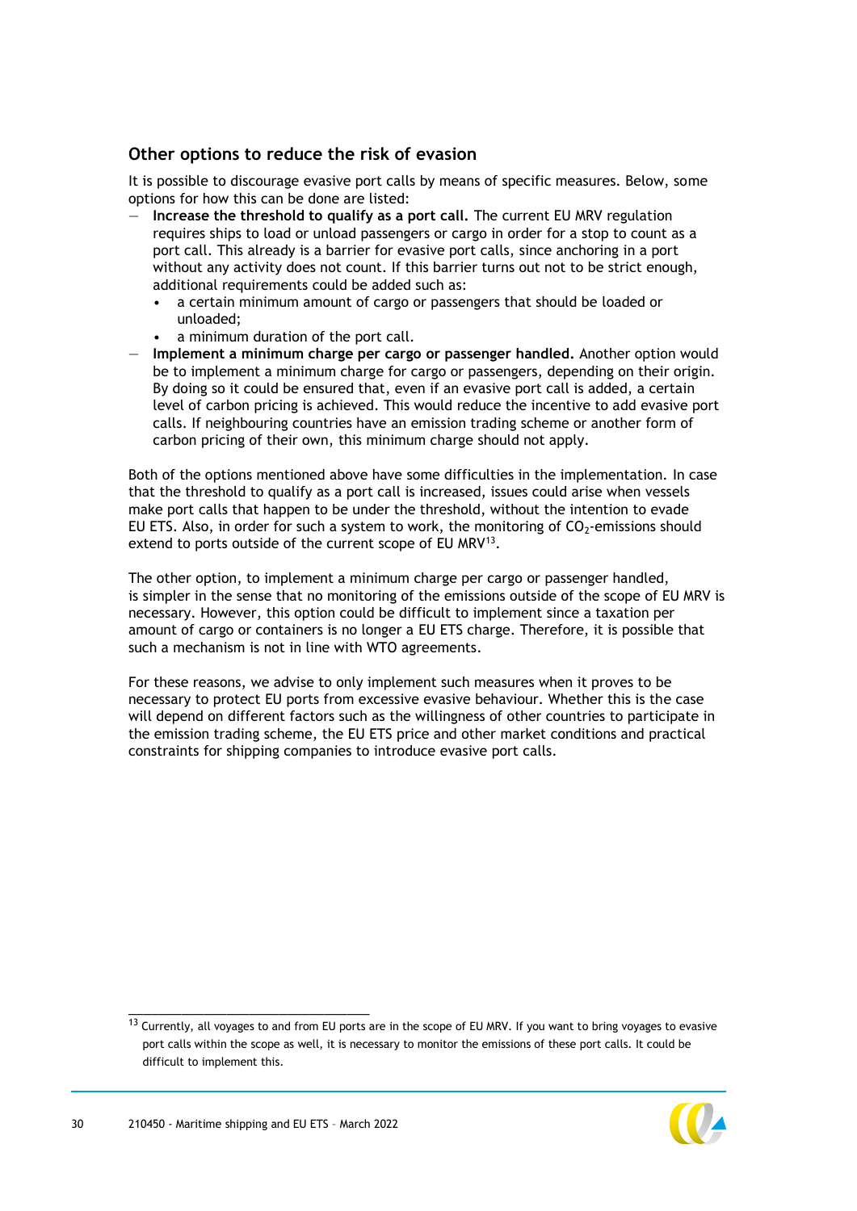## Other options to reduce the risk of evasion

It is possible to discourage evasive port calls by means of specific measures. Below, some options for how this can be done are listed:

- **Increase the threshold to qualify as a port call.** The current EU MRV regulation requires ships to load or unload passengers or cargo in order for a stop to count as a port call. This already is a barrier for evasive port calls, since anchoring in a port without any activity does not count. If this barrier turns out not to be strict enough, additional requirements could be added such as:
  - a certain minimum amount of cargo or passengers that should be loaded or unloaded;
  - a minimum duration of the port call.
- **Implement a minimum charge per cargo or passenger handled.** Another option would be to implement a minimum charge for cargo or passengers, depending on their origin. By doing so it could be ensured that, even if an evasive port call is added, a certain level of carbon pricing is achieved. This would reduce the incentive to add evasive port calls. If neighbouring countries have an emission trading scheme or another form of carbon pricing of their own, this minimum charge should not apply.

Both of the options mentioned above have some difficulties in the implementation. In case that the threshold to qualify as a port call is increased, issues could arise when vessels make port calls that happen to be under the threshold, without the intention to evade EU ETS. Also, in order for such a system to work, the monitoring of $CO_2$-emissions should extend to ports outside of the current scope of EU MRV[13].

The other option, to implement a minimum charge per cargo or passenger handled, is simpler in the sense that no monitoring of the emissions outside of the scope of EU MRV is necessary. However, this option could be difficult to implement since a taxation per amount of cargo or containers is no longer a EU ETS charge. Therefore, it is possible that such a mechanism is not in line with WTO agreements.

For these reasons, we advise to only implement such measures when it proves to be necessary to protect EU ports from excessive evasive behaviour. Whether this is the case will depend on different factors such as the willingness of other countries to participate in the emission trading scheme, the EU ETS price and other market conditions and practical constraints for shipping companies to introduce evasive port calls.

---

[13] Currently, all voyages to and from EU ports are in the scope of EU MRV. If you want to bring voyages to evasive port calls within the scope as well, it is necessary to monitor the emissions of these port calls. It could be difficult to implement this.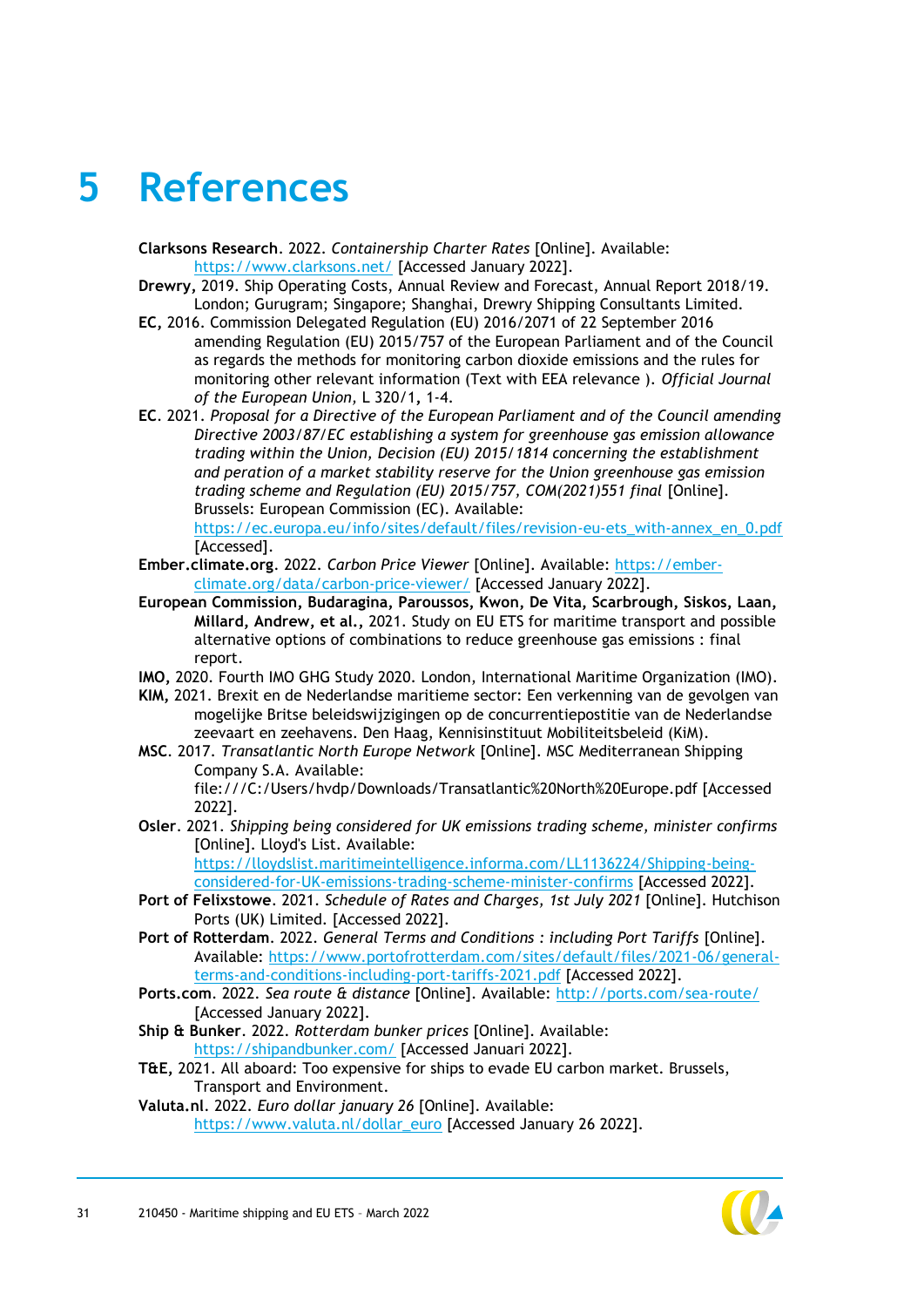# 5 References

**Clarksons Research**. 2022. *Containership Charter Rates* [Online]. Available: https://www.clarksons.net/ [Accessed January 2022].

**Drewry,** 2019. Ship Operating Costs, Annual Review and Forecast, Annual Report 2018/19. London; Gurugram; Singapore; Shanghai, Drewry Shipping Consultants Limited.

**EC,** 2016. Commission Delegated Regulation (EU) 2016/2071 of 22 September 2016 amending Regulation (EU) 2015/757 of the European Parliament and of the Council as regards the methods for monitoring carbon dioxide emissions and the rules for monitoring other relevant information (Text with EEA relevance ). *Official Journal of the European Union,* L 320/1, 1-4.

**EC**. 2021. *Proposal for a Directive of the European Parliament and of the Council amending Directive 2003/87/EC establishing a system for greenhouse gas emission allowance trading within the Union, Decision (EU) 2015/1814 concerning the establishment and peration of a market stability reserve for the Union greenhouse gas emission trading scheme and Regulation (EU) 2015/757, COM(2021)551 final* [Online]. Brussels: European Commission (EC). Available: https://ec.europa.eu/info/sites/default/files/revision-eu-ets_with-annex_en_0.pdf [Accessed].

**Ember.climate.org**. 2022. *Carbon Price Viewer* [Online]. Available: https://ember-climate.org/data/carbon-price-viewer/ [Accessed January 2022].

**European Commission, Budaragina, Paroussos, Kwon, De Vita, Scarbrough, Siskos, Laan, Millard, Andrew, et al.,** 2021. Study on EU ETS for maritime transport and possible alternative options of combinations to reduce greenhouse gas emissions : final report.

**IMO,** 2020. Fourth IMO GHG Study 2020. London, International Maritime Organization (IMO).

**KIM,** 2021. Brexit en de Nederlandse maritieme sector: Een verkenning van de gevolgen van mogelijke Britse beleidswijzigingen op de concurrentiepostitie van de Nederlandse zeevaart en zeehavens. Den Haag, Kennisinstituut Mobiliteitsbeleid (KiM).

**MSC**. 2017. *Transatlantic North Europe Network* [Online]. MSC Mediterranean Shipping Company S.A. Available: file:///C:/Users/hvdp/Downloads/Transatlantic%20North%20Europe.pdf [Accessed 2022].

**Osler**. 2021. *Shipping being considered for UK emissions trading scheme, minister confirms* [Online]. Lloyd's List. Available: https://lloydslist.maritimeintelligence.informa.com/LL1136224/Shipping-being-considered-for-UK-emissions-trading-scheme-minister-confirms [Accessed 2022].

**Port of Felixstowe**. 2021. *Schedule of Rates and Charges, 1st July 2021* [Online]. Hutchison Ports (UK) Limited. [Accessed 2022].

**Port of Rotterdam**. 2022. *General Terms and Conditions : including Port Tariffs* [Online]. Available: https://www.portofrotterdam.com/sites/default/files/2021-06/general-terms-and-conditions-including-port-tariffs-2021.pdf [Accessed 2022].

**Ports.com**. 2022. *Sea route & distance* [Online]. Available: http://ports.com/sea-route/ [Accessed January 2022].

**Ship & Bunker**. 2022. *Rotterdam bunker prices* [Online]. Available: https://shipandbunker.com/ [Accessed Januari 2022].

**T&E,** 2021. All aboard: Too expensive for ships to evade EU carbon market. Brussels, Transport and Environment.

**Valuta.nl**. 2022. *Euro dollar january 26* [Online]. Available: https://www.valuta.nl/dollar_euro [Accessed January 26 2022].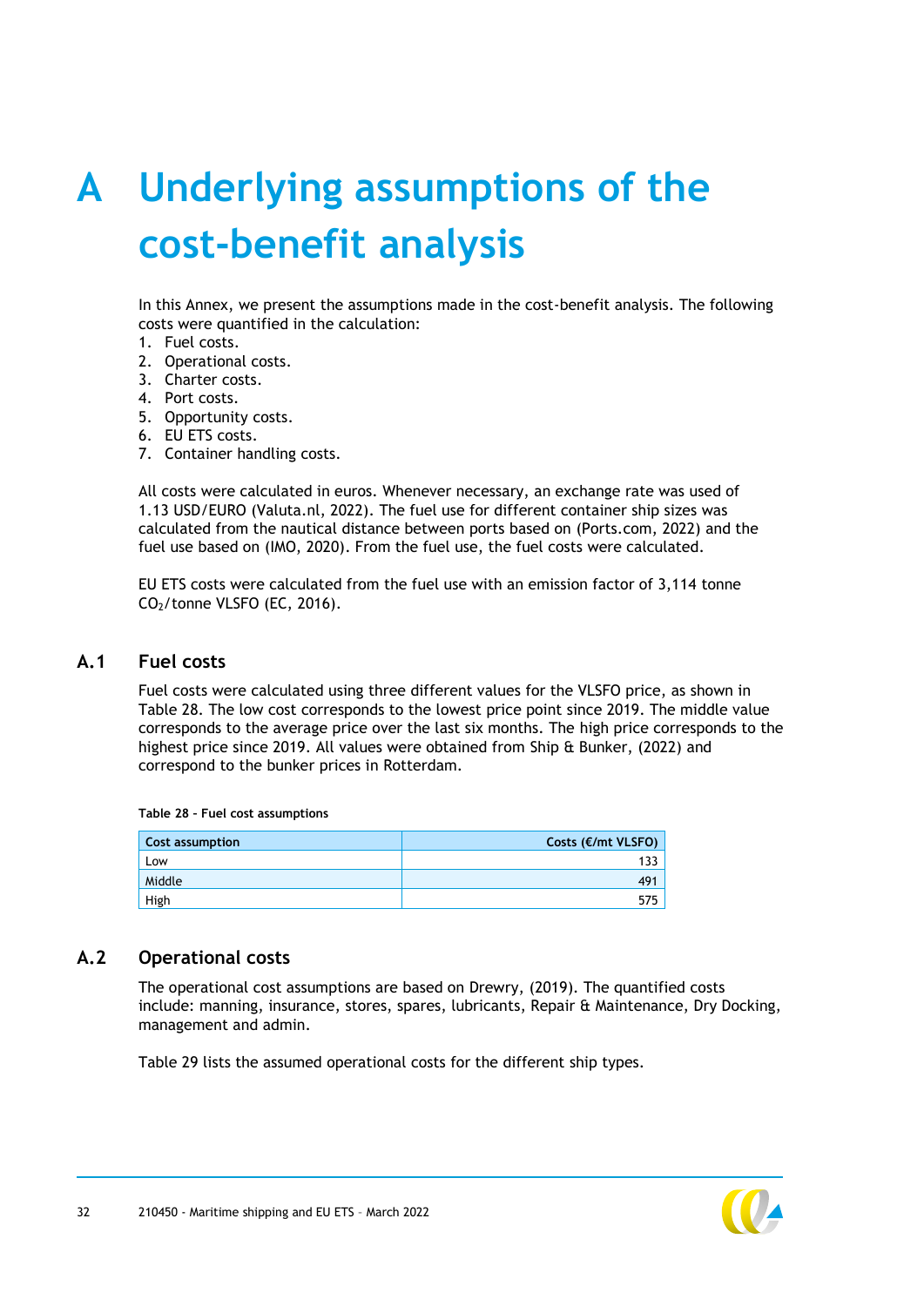# A Underlying assumptions of the cost-benefit analysis

In this Annex, we present the assumptions made in the cost-benefit analysis. The following costs were quantified in the calculation:

1. Fuel costs.
2. Operational costs.
3. Charter costs.
4. Port costs.
5. Opportunity costs.
6. EU ETS costs.
7. Container handling costs.

All costs were calculated in euros. Whenever necessary, an exchange rate was used of 1.13 USD/EURO (Valuta.nl, 2022). The fuel use for different container ship sizes was calculated from the nautical distance between ports based on (Ports.com, 2022) and the fuel use based on (IMO, 2020). From the fuel use, the fuel costs were calculated.

EU ETS costs were calculated from the fuel use with an emission factor of 3,114 tonne $CO_2$/tonne VLSFO (EC, 2016).

## A.1 Fuel costs

Fuel costs were calculated using three different values for the VLSFO price, as shown in Table 28. The low cost corresponds to the lowest price point since 2019. The middle value corresponds to the average price over the last six months. The high price corresponds to the highest price since 2019. All values were obtained from Ship & Bunker, (2022) and correspond to the bunker prices in Rotterdam.

**Table 28 - Fuel cost assumptions**

| Cost assumption | Costs (€/mt VLSFO) |
|---|---:|
| Low | 133 |
| Middle | 491 |
| High | 575 |

## A.2 Operational costs

The operational cost assumptions are based on Drewry, (2019). The quantified costs include: manning, insurance, stores, spares, lubricants, Repair & Maintenance, Dry Docking, management and admin.

Table 29 lists the assumed operational costs for the different ship types.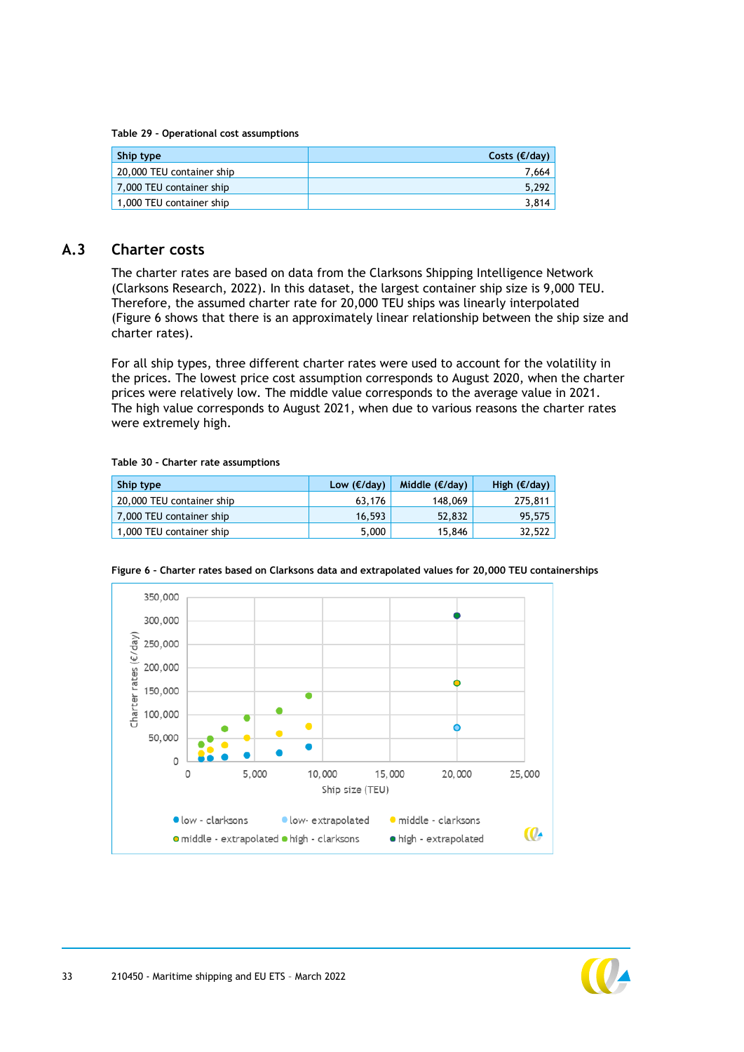Table 29 - Operational cost assumptions

| Ship type | Costs (€/day) |
|---|---|
| 20,000 TEU container ship | 7,664 |
| 7,000 TEU container ship | 5,292 |
| 1,000 TEU container ship | 3,814 |

## A.3 Charter costs

The charter rates are based on data from the Clarksons Shipping Intelligence Network (Clarksons Research, 2022). In this dataset, the largest container ship size is 9,000 TEU. Therefore, the assumed charter rate for 20,000 TEU ships was linearly interpolated (Figure 6 shows that there is an approximately linear relationship between the ship size and charter rates).

For all ship types, three different charter rates were used to account for the volatility in the prices. The lowest price cost assumption corresponds to August 2020, when the charter prices were relatively low. The middle value corresponds to the average value in 2021. The high value corresponds to August 2021, when due to various reasons the charter rates were extremely high.

Table 30 - Charter rate assumptions

| Ship type | Low (€/day) | Middle (€/day) | High (€/day) |
|---|---|---|---|
| 20,000 TEU container ship | 63,176 | 148,069 | 275,811 |
| 7,000 TEU container ship | 16,593 | 52,832 | 95,575 |
| 1,000 TEU container ship | 5,000 | 15,846 | 32,522 |

Figure 6 - Charter rates based on Clarksons data and extrapolated values for 20,000 TEU containerships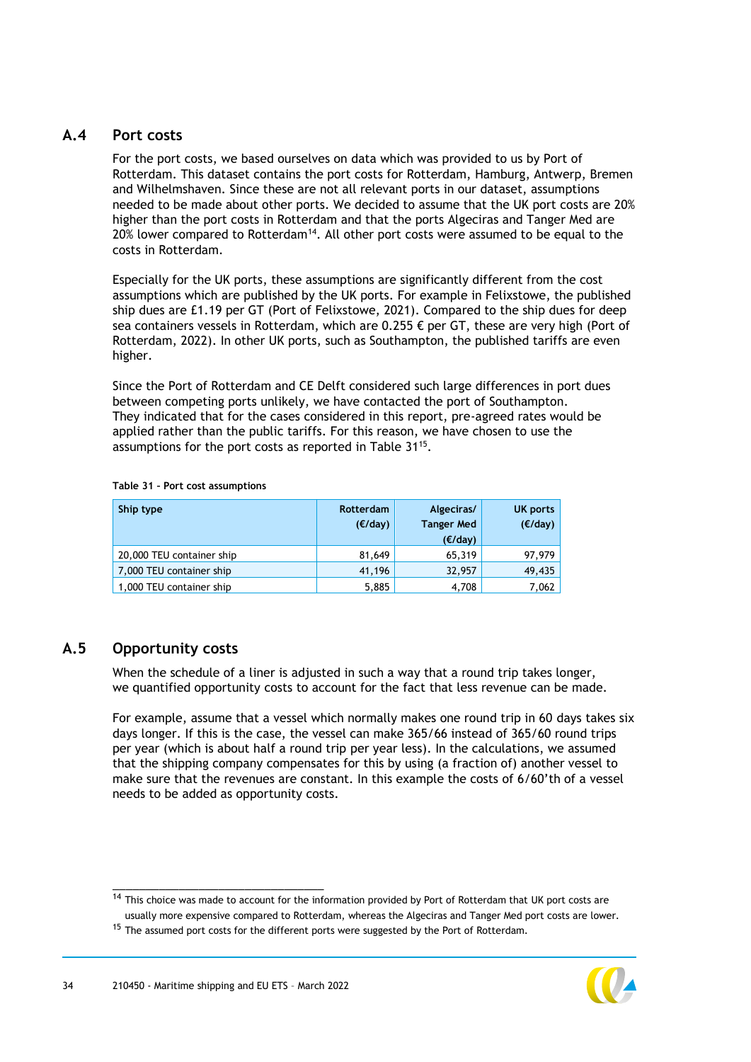## A.4 Port costs

For the port costs, we based ourselves on data which was provided to us by Port of Rotterdam. This dataset contains the port costs for Rotterdam, Hamburg, Antwerp, Bremen and Wilhelmshaven. Since these are not all relevant ports in our dataset, assumptions needed to be made about other ports. We decided to assume that the UK port costs are 20% higher than the port costs in Rotterdam and that the ports Algeciras and Tanger Med are 20% lower compared to Rotterdam[14]. All other port costs were assumed to be equal to the costs in Rotterdam.

Especially for the UK ports, these assumptions are significantly different from the cost assumptions which are published by the UK ports. For example in Felixstowe, the published ship dues are £1.19 per GT (Port of Felixstowe, 2021). Compared to the ship dues for deep sea containers vessels in Rotterdam, which are 0.255 € per GT, these are very high (Port of Rotterdam, 2022). In other UK ports, such as Southampton, the published tariffs are even higher.

Since the Port of Rotterdam and CE Delft considered such large differences in port dues between competing ports unlikely, we have contacted the port of Southampton. They indicated that for the cases considered in this report, pre-agreed rates would be applied rather than the public tariffs. For this reason, we have chosen to use the assumptions for the port costs as reported in Table 31[15].

**Table 31 – Port cost assumptions**

| Ship type | Rotterdam (€/day) | Algeciras/ Tanger Med (€/day) | UK ports (€/day) |
|---|---|---|---|
| 20,000 TEU container ship | 81,649 | 65,319 | 97,979 |
| 7,000 TEU container ship | 41,196 | 32,957 | 49,435 |
| 1,000 TEU container ship | 5,885 | 4,708 | 7,062 |

## A.5 Opportunity costs

When the schedule of a liner is adjusted in such a way that a round trip takes longer, we quantified opportunity costs to account for the fact that less revenue can be made.

For example, assume that a vessel which normally makes one round trip in 60 days takes six days longer. If this is the case, the vessel can make 365/66 instead of 365/60 round trips per year (which is about half a round trip per year less). In the calculations, we assumed that the shipping company compensates for this by using (a fraction of) another vessel to make sure that the revenues are constant. In this example the costs of 6/60'th of a vessel needs to be added as opportunity costs.

[14] This choice was made to account for the information provided by Port of Rotterdam that UK port costs are usually more expensive compared to Rotterdam, whereas the Algeciras and Tanger Med port costs are lower.

[15] The assumed port costs for the different ports were suggested by the Port of Rotterdam.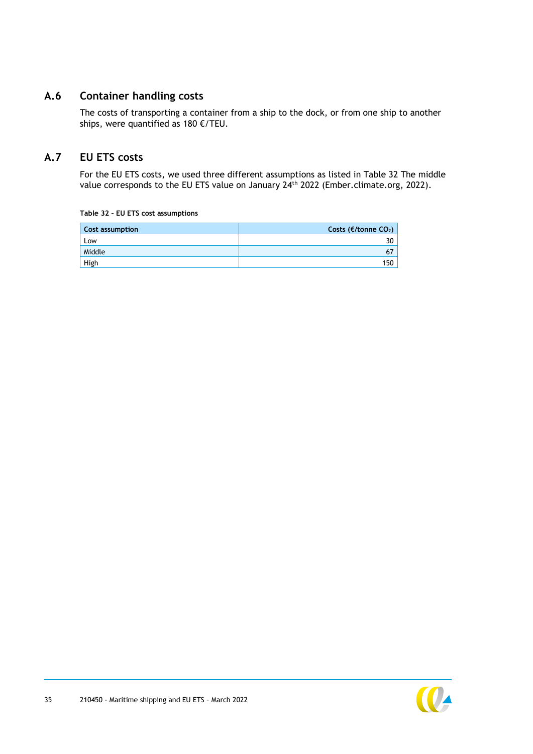## A.6 Container handling costs

The costs of transporting a container from a ship to the dock, or from one ship to another ships, were quantified as 180 €/TEU.

## A.7 EU ETS costs

For the EU ETS costs, we used three different assumptions as listed in Table 32 The middle value corresponds to the EU ETS value on January 24th 2022 (Ember.climate.org, 2022).

**Table 32 - EU ETS cost assumptions**

| Cost assumption | Costs (€/tonne $CO_2$) |
|---|---:|
| Low | 30 |
| Middle | 67 |
| High | 150 |